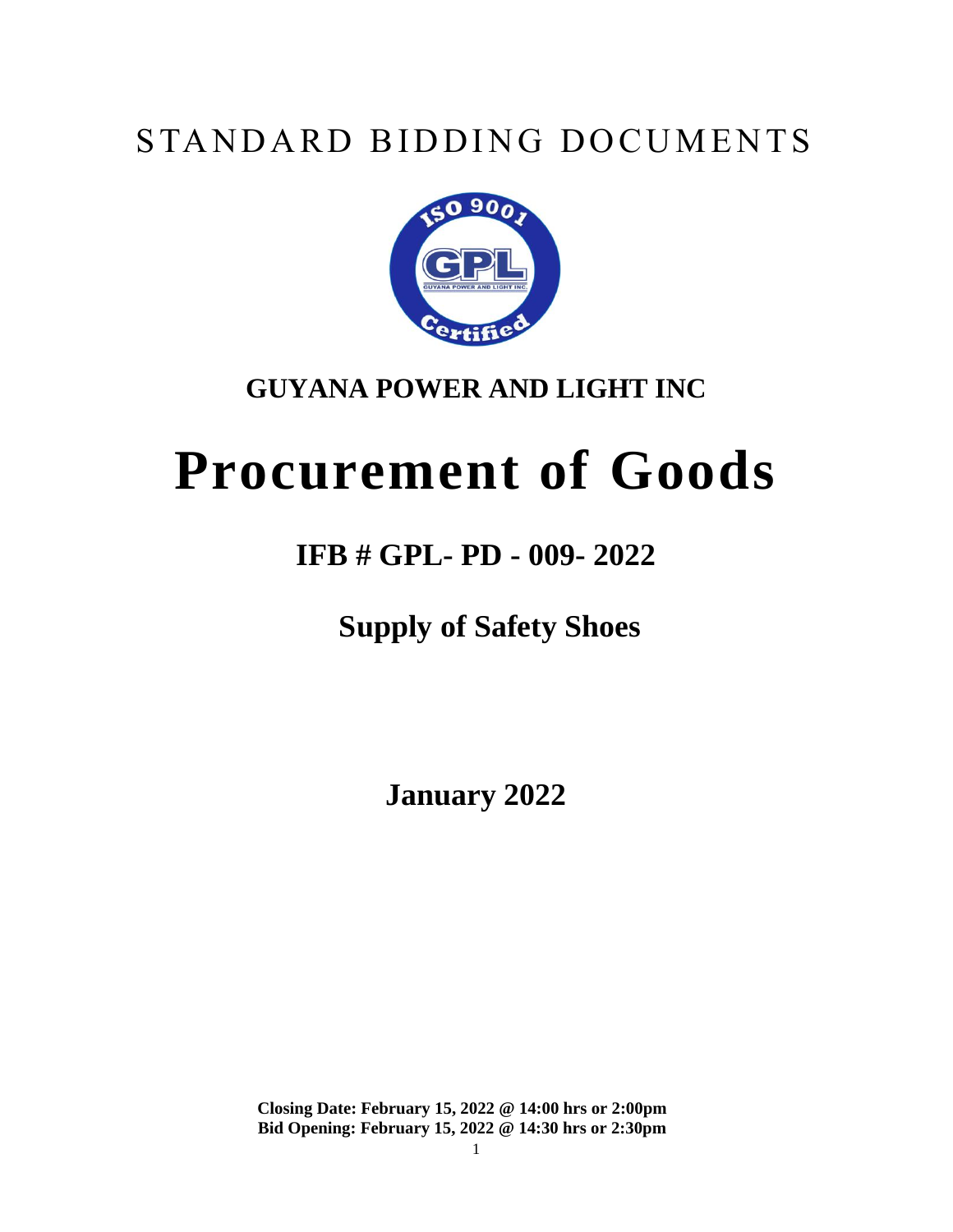# STANDARD BIDDING DOCUMENTS

**GUYANA POWER AND LIGHT INC**

# Procurement of Goods

## IFB # GPL- PD - 009- 2022

## Supply of Safety Shoes

**January 2022**

**Closing Date: February 15, 2022 @ 14:00 hrs or 2:00pm**
**Bid Opening: February 15, 2022 @ 14:30 hrs or 2:30pm**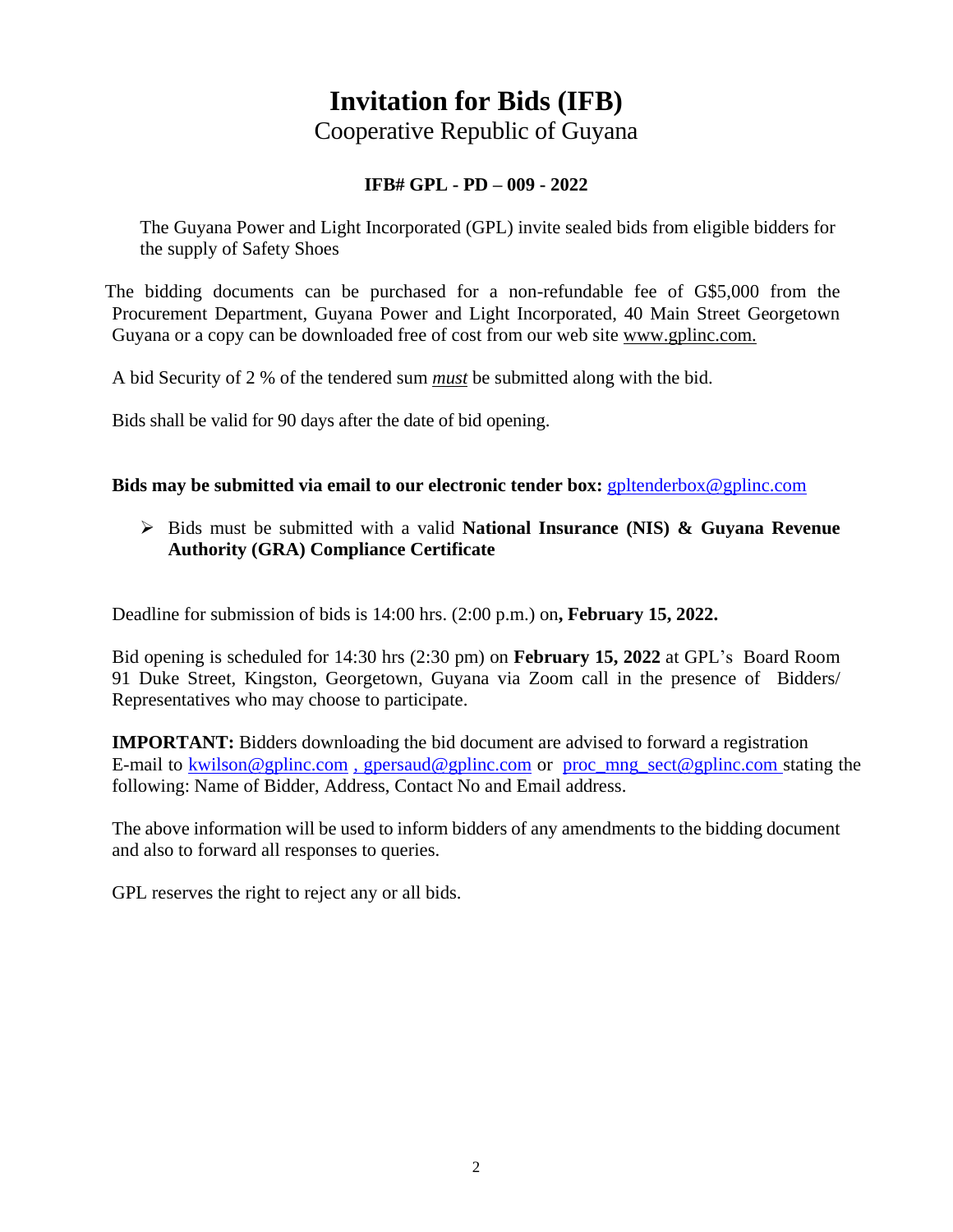# Invitation for Bids (IFB)

Cooperative Republic of Guyana

**IFB# GPL - PD – 009 - 2022**

The Guyana Power and Light Incorporated (GPL) invite sealed bids from eligible bidders for the supply of Safety Shoes

The bidding documents can be purchased for a non-refundable fee of G$5,000 from the Procurement Department, Guyana Power and Light Incorporated, 40 Main Street Georgetown Guyana or a copy can be downloaded free of cost from our web site www.gplinc.com.

A bid Security of 2 % of the tendered sum ***must*** be submitted along with the bid.

Bids shall be valid for 90 days after the date of bid opening.

**Bids may be submitted via email to our electronic tender box:** gpltenderbox@gplinc.com

- Bids must be submitted with a valid **National Insurance (NIS) & Guyana Revenue Authority (GRA) Compliance Certificate**

Deadline for submission of bids is 14:00 hrs. (2:00 p.m.) on**, February 15, 2022.**

Bid opening is scheduled for 14:30 hrs (2:30 pm) on **February 15, 2022** at GPL's Board Room 91 Duke Street, Kingston, Georgetown, Guyana via Zoom call in the presence of Bidders/ Representatives who may choose to participate.

**IMPORTANT:** Bidders downloading the bid document are advised to forward a registration E-mail to kwilson@gplinc.com , gpersaud@gplinc.com or proc_mng_sect@gplinc.com stating the following: Name of Bidder, Address, Contact No and Email address.

The above information will be used to inform bidders of any amendments to the bidding document and also to forward all responses to queries.

GPL reserves the right to reject any or all bids.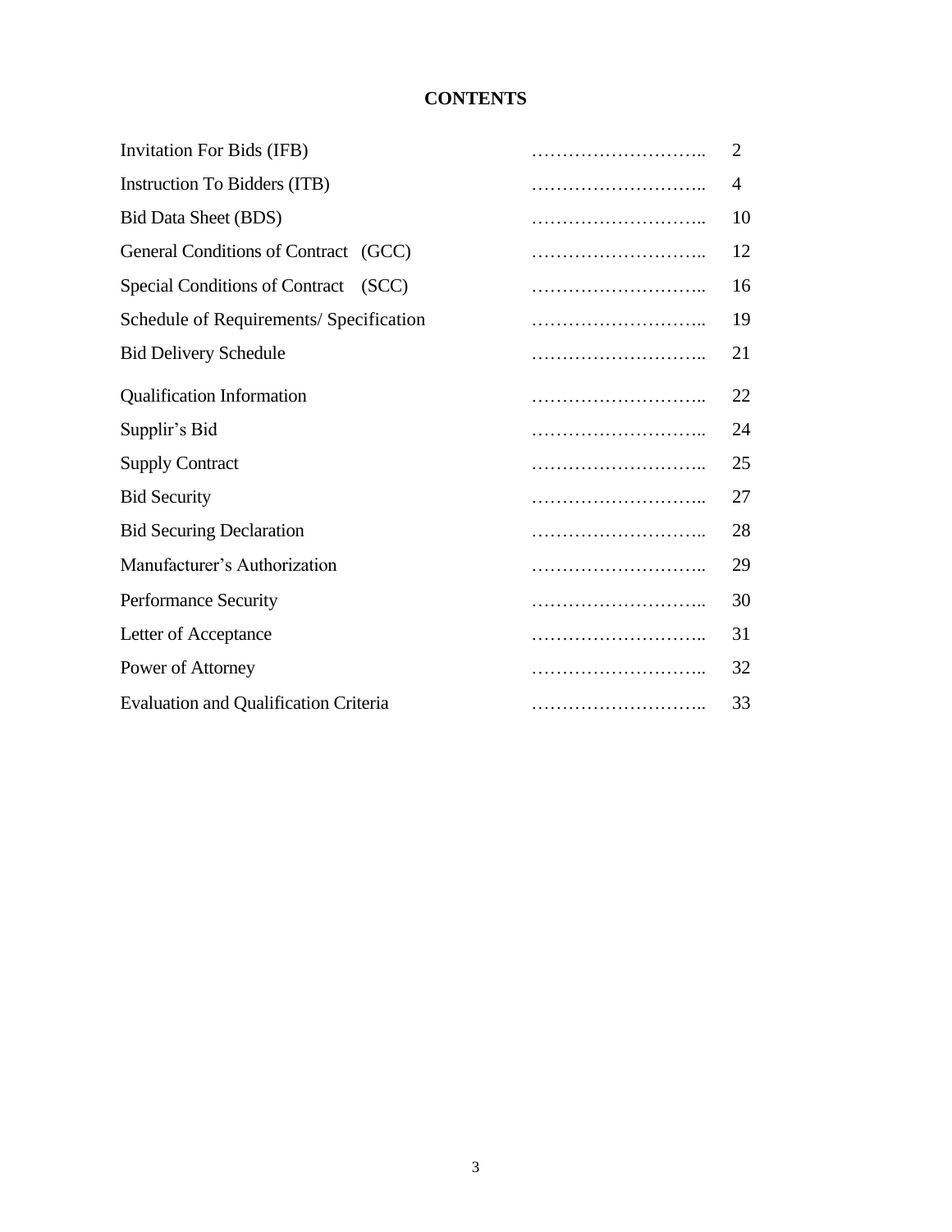# CONTENTS

| | | |
|---|---|---|
| Invitation For Bids (IFB) | ……………………….. | 2 |
| Instruction To Bidders (ITB) | ……………………….. | 4 |
| Bid Data Sheet (BDS) | ……………………….. | 10 |
| General Conditions of Contract (GCC) | ……………………….. | 12 |
| Special Conditions of Contract (SCC) | ……………………….. | 16 |
| Schedule of Requirements/ Specification | ……………………….. | 19 |
| Bid Delivery Schedule | ……………………….. | 21 |
| Qualification Information | ……………………….. | 22 |
| Supplir's Bid | ……………………….. | 24 |
| Supply Contract | ……………………….. | 25 |
| Bid Security | ……………………….. | 27 |
| Bid Securing Declaration | ……………………….. | 28 |
| Manufacturer's Authorization | ……………………….. | 29 |
| Performance Security | ……………………….. | 30 |
| Letter of Acceptance | ……………………….. | 31 |
| Power of Attorney | ……………………….. | 32 |
| Evaluation and Qualification Criteria | ……………………….. | 33 |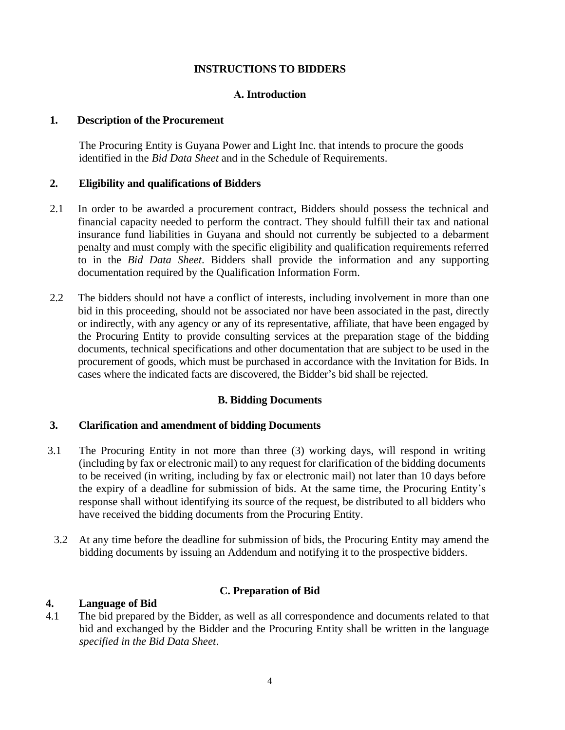# INSTRUCTIONS TO BIDDERS

## A. Introduction

### 1. Description of the Procurement

The Procuring Entity is Guyana Power and Light Inc. that intends to procure the goods identified in the *Bid Data Sheet* and in the Schedule of Requirements.

### 2. Eligibility and qualifications of Bidders

2.1 In order to be awarded a procurement contract, Bidders should possess the technical and financial capacity needed to perform the contract. They should fulfill their tax and national insurance fund liabilities in Guyana and should not currently be subjected to a debarment penalty and must comply with the specific eligibility and qualification requirements referred to in the *Bid Data Sheet*. Bidders shall provide the information and any supporting documentation required by the Qualification Information Form.

2.2 The bidders should not have a conflict of interests, including involvement in more than one bid in this proceeding, should not be associated nor have been associated in the past, directly or indirectly, with any agency or any of its representative, affiliate, that have been engaged by the Procuring Entity to provide consulting services at the preparation stage of the bidding documents, technical specifications and other documentation that are subject to be used in the procurement of goods, which must be purchased in accordance with the Invitation for Bids. In cases where the indicated facts are discovered, the Bidder's bid shall be rejected.

## B. Bidding Documents

### 3. Clarification and amendment of bidding Documents

3.1 The Procuring Entity in not more than three (3) working days, will respond in writing (including by fax or electronic mail) to any request for clarification of the bidding documents to be received (in writing, including by fax or electronic mail) not later than 10 days before the expiry of a deadline for submission of bids. At the same time, the Procuring Entity's response shall without identifying its source of the request, be distributed to all bidders who have received the bidding documents from the Procuring Entity.

3.2 At any time before the deadline for submission of bids, the Procuring Entity may amend the bidding documents by issuing an Addendum and notifying it to the prospective bidders.

## C. Preparation of Bid

### 4. Language of Bid

4.1 The bid prepared by the Bidder, as well as all correspondence and documents related to that bid and exchanged by the Bidder and the Procuring Entity shall be written in the language *specified in the Bid Data Sheet*.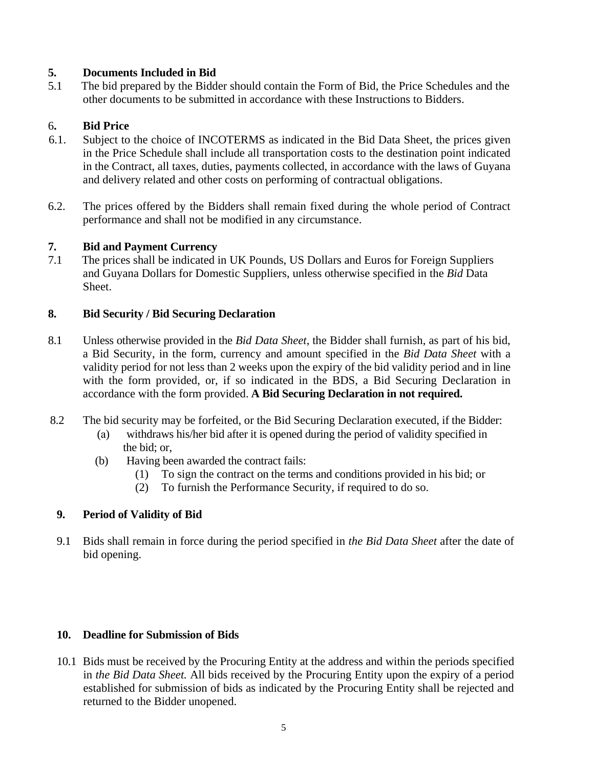## 5. Documents Included in Bid

5.1 The bid prepared by the Bidder should contain the Form of Bid, the Price Schedules and the other documents to be submitted in accordance with these Instructions to Bidders.

## 6. Bid Price

6.1. Subject to the choice of INCOTERMS as indicated in the Bid Data Sheet, the prices given in the Price Schedule shall include all transportation costs to the destination point indicated in the Contract, all taxes, duties, payments collected, in accordance with the laws of Guyana and delivery related and other costs on performing of contractual obligations.

6.2. The prices offered by the Bidders shall remain fixed during the whole period of Contract performance and shall not be modified in any circumstance.

## 7. Bid and Payment Currency

7.1 The prices shall be indicated in UK Pounds, US Dollars and Euros for Foreign Suppliers and Guyana Dollars for Domestic Suppliers, unless otherwise specified in the *Bid* Data Sheet.

## 8. Bid Security / Bid Securing Declaration

8.1 Unless otherwise provided in the *Bid Data Sheet*, the Bidder shall furnish, as part of his bid, a Bid Security, in the form, currency and amount specified in the *Bid Data Sheet* with a validity period for not less than 2 weeks upon the expiry of the bid validity period and in line with the form provided, or, if so indicated in the BDS, a Bid Securing Declaration in accordance with the form provided. **A Bid Securing Declaration in not required.**

8.2 The bid security may be forfeited, or the Bid Securing Declaration executed, if the Bidder:

(a) withdraws his/her bid after it is opened during the period of validity specified in the bid; or,

(b) Having been awarded the contract fails:

(1) To sign the contract on the terms and conditions provided in his bid; or

(2) To furnish the Performance Security, if required to do so.

## 9. Period of Validity of Bid

9.1 Bids shall remain in force during the period specified in *the Bid Data Sheet* after the date of bid opening.

## 10. Deadline for Submission of Bids

10.1 Bids must be received by the Procuring Entity at the address and within the periods specified in *the Bid Data Sheet.* All bids received by the Procuring Entity upon the expiry of a period established for submission of bids as indicated by the Procuring Entity shall be rejected and returned to the Bidder unopened.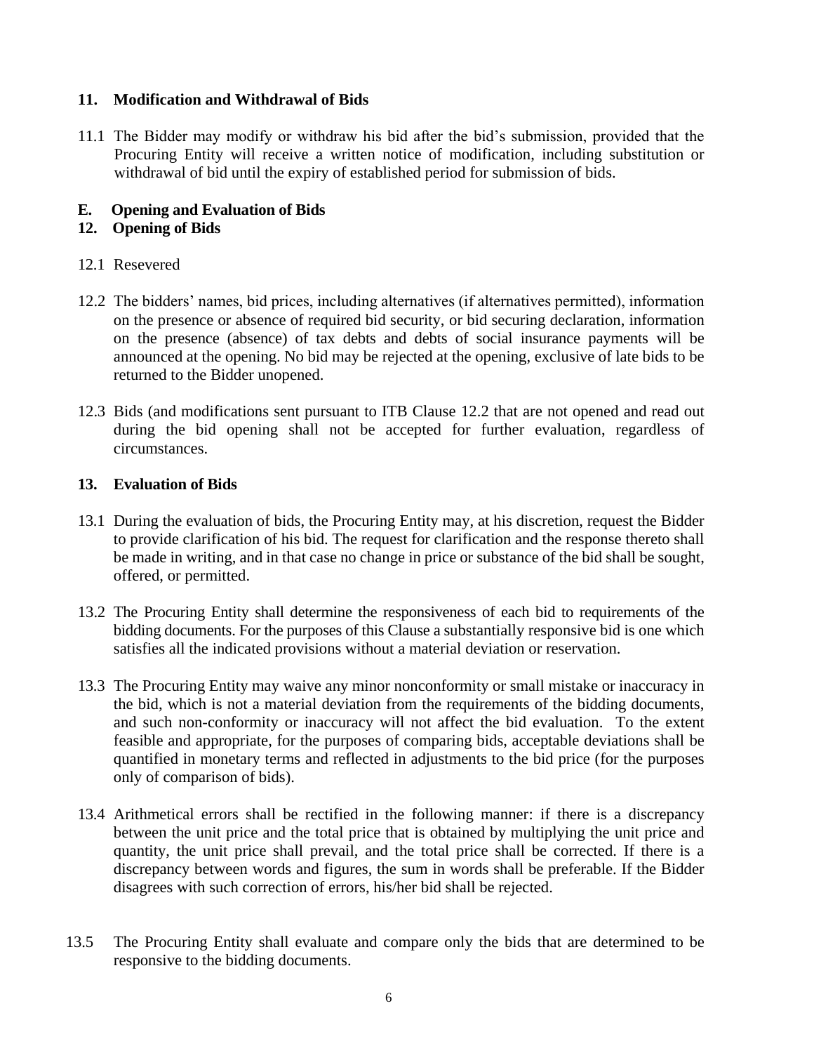## 11. Modification and Withdrawal of Bids

11.1 The Bidder may modify or withdraw his bid after the bid's submission, provided that the Procuring Entity will receive a written notice of modification, including substitution or withdrawal of bid until the expiry of established period for submission of bids.

## E. Opening and Evaluation of Bids

## 12. Opening of Bids

12.1 Resevered

12.2 The bidders' names, bid prices, including alternatives (if alternatives permitted), information on the presence or absence of required bid security, or bid securing declaration, information on the presence (absence) of tax debts and debts of social insurance payments will be announced at the opening. No bid may be rejected at the opening, exclusive of late bids to be returned to the Bidder unopened.

12.3 Bids (and modifications sent pursuant to ITB Clause 12.2 that are not opened and read out during the bid opening shall not be accepted for further evaluation, regardless of circumstances.

## 13. Evaluation of Bids

13.1 During the evaluation of bids, the Procuring Entity may, at his discretion, request the Bidder to provide clarification of his bid. The request for clarification and the response thereto shall be made in writing, and in that case no change in price or substance of the bid shall be sought, offered, or permitted.

13.2 The Procuring Entity shall determine the responsiveness of each bid to requirements of the bidding documents. For the purposes of this Clause a substantially responsive bid is one which satisfies all the indicated provisions without a material deviation or reservation.

13.3 The Procuring Entity may waive any minor nonconformity or small mistake or inaccuracy in the bid, which is not a material deviation from the requirements of the bidding documents, and such non-conformity or inaccuracy will not affect the bid evaluation. To the extent feasible and appropriate, for the purposes of comparing bids, acceptable deviations shall be quantified in monetary terms and reflected in adjustments to the bid price (for the purposes only of comparison of bids).

13.4 Arithmetical errors shall be rectified in the following manner: if there is a discrepancy between the unit price and the total price that is obtained by multiplying the unit price and quantity, the unit price shall prevail, and the total price shall be corrected. If there is a discrepancy between words and figures, the sum in words shall be preferable. If the Bidder disagrees with such correction of errors, his/her bid shall be rejected.

13.5 The Procuring Entity shall evaluate and compare only the bids that are determined to be responsive to the bidding documents.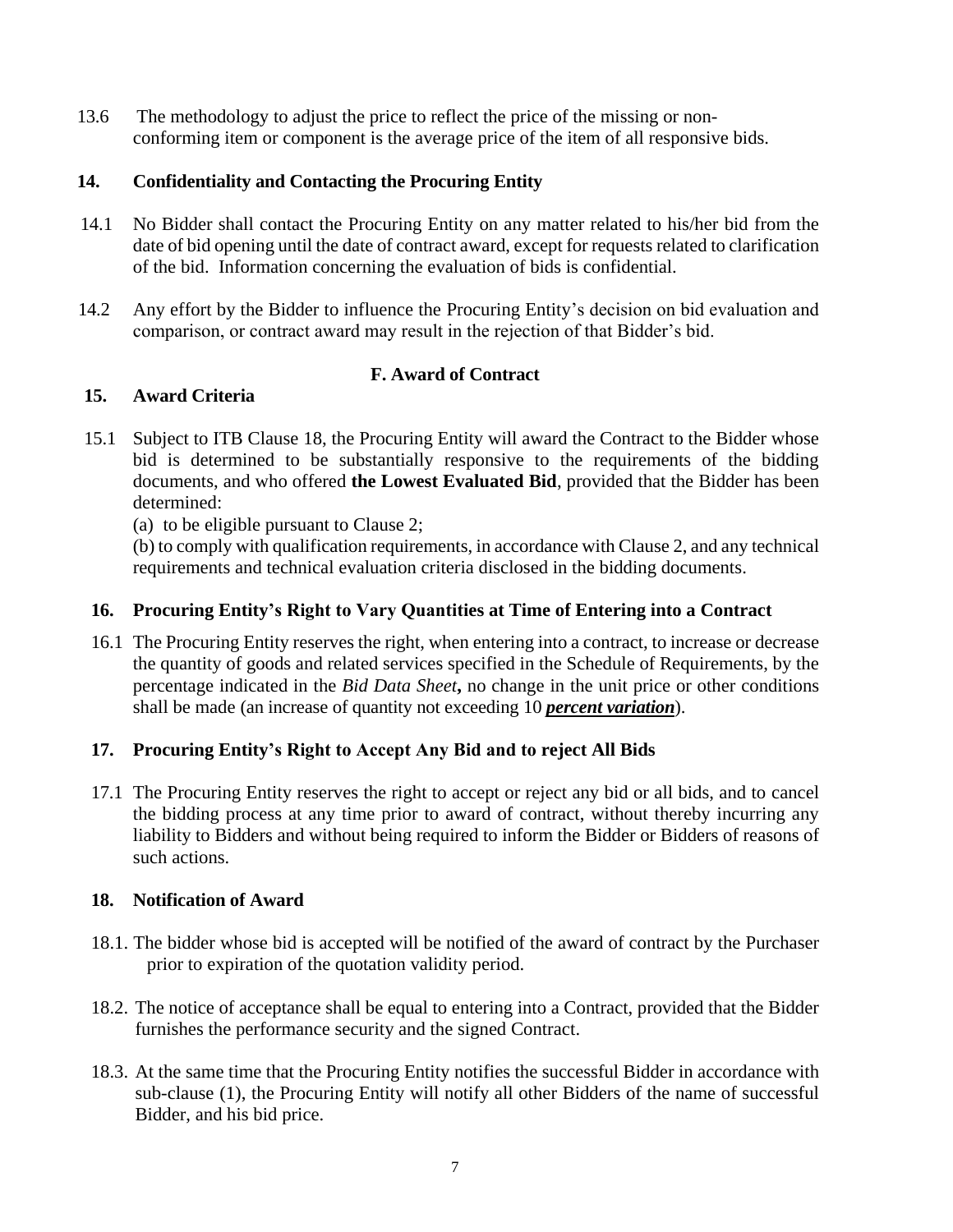13.6 The methodology to adjust the price to reflect the price of the missing or non-conforming item or component is the average price of the item of all responsive bids.

### 14. Confidentiality and Contacting the Procuring Entity

14.1 No Bidder shall contact the Procuring Entity on any matter related to his/her bid from the date of bid opening until the date of contract award, except for requests related to clarification of the bid. Information concerning the evaluation of bids is confidential.

14.2 Any effort by the Bidder to influence the Procuring Entity's decision on bid evaluation and comparison, or contract award may result in the rejection of that Bidder's bid.

## F. Award of Contract

### 15. Award Criteria

15.1 Subject to ITB Clause 18, the Procuring Entity will award the Contract to the Bidder whose bid is determined to be substantially responsive to the requirements of the bidding documents, and who offered **the Lowest Evaluated Bid**, provided that the Bidder has been determined:

(a) to be eligible pursuant to Clause 2;

(b) to comply with qualification requirements, in accordance with Clause 2, and any technical requirements and technical evaluation criteria disclosed in the bidding documents.

### 16. Procuring Entity's Right to Vary Quantities at Time of Entering into a Contract

16.1 The Procuring Entity reserves the right, when entering into a contract, to increase or decrease the quantity of goods and related services specified in the Schedule of Requirements, by the percentage indicated in the *Bid Data Sheet***,** no change in the unit price or other conditions shall be made (an increase of quantity not exceeding 10 ***percent variation***).

### 17. Procuring Entity's Right to Accept Any Bid and to reject All Bids

17.1 The Procuring Entity reserves the right to accept or reject any bid or all bids, and to cancel the bidding process at any time prior to award of contract, without thereby incurring any liability to Bidders and without being required to inform the Bidder or Bidders of reasons of such actions.

### 18. Notification of Award

18.1. The bidder whose bid is accepted will be notified of the award of contract by the Purchaser prior to expiration of the quotation validity period.

18.2. The notice of acceptance shall be equal to entering into a Contract, provided that the Bidder furnishes the performance security and the signed Contract.

18.3. At the same time that the Procuring Entity notifies the successful Bidder in accordance with sub-clause (1), the Procuring Entity will notify all other Bidders of the name of successful Bidder, and his bid price.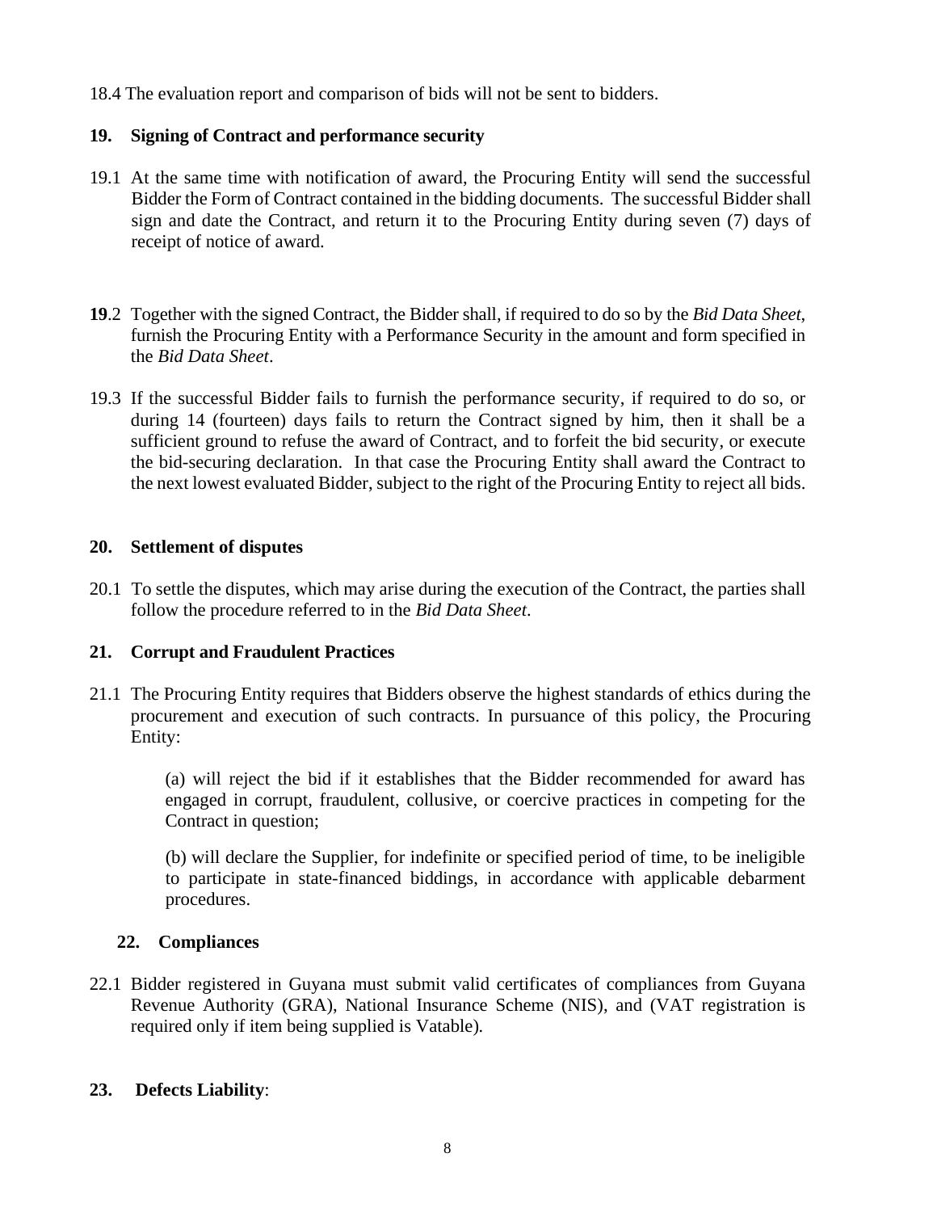18.4 The evaluation report and comparison of bids will not be sent to bidders.

## 19. Signing of Contract and performance security

19.1 At the same time with notification of award, the Procuring Entity will send the successful Bidder the Form of Contract contained in the bidding documents. The successful Bidder shall sign and date the Contract, and return it to the Procuring Entity during seven (7) days of receipt of notice of award.

**19**.2 Together with the signed Contract, the Bidder shall, if required to do so by the *Bid Data Sheet*, furnish the Procuring Entity with a Performance Security in the amount and form specified in the *Bid Data Sheet*.

19.3 If the successful Bidder fails to furnish the performance security, if required to do so, or during 14 (fourteen) days fails to return the Contract signed by him, then it shall be a sufficient ground to refuse the award of Contract, and to forfeit the bid security, or execute the bid-securing declaration. In that case the Procuring Entity shall award the Contract to the next lowest evaluated Bidder, subject to the right of the Procuring Entity to reject all bids.

## 20. Settlement of disputes

20.1 To settle the disputes, which may arise during the execution of the Contract, the parties shall follow the procedure referred to in the *Bid Data Sheet*.

## 21. Corrupt and Fraudulent Practices

21.1 The Procuring Entity requires that Bidders observe the highest standards of ethics during the procurement and execution of such contracts. In pursuance of this policy, the Procuring Entity:

(a) will reject the bid if it establishes that the Bidder recommended for award has engaged in corrupt, fraudulent, collusive, or coercive practices in competing for the Contract in question;

(b) will declare the Supplier, for indefinite or specified period of time, to be ineligible to participate in state-financed biddings, in accordance with applicable debarment procedures.

## 22. Compliances

22.1 Bidder registered in Guyana must submit valid certificates of compliances from Guyana Revenue Authority (GRA), National Insurance Scheme (NIS), and (VAT registration is required only if item being supplied is Vatable).

## 23. Defects Liability: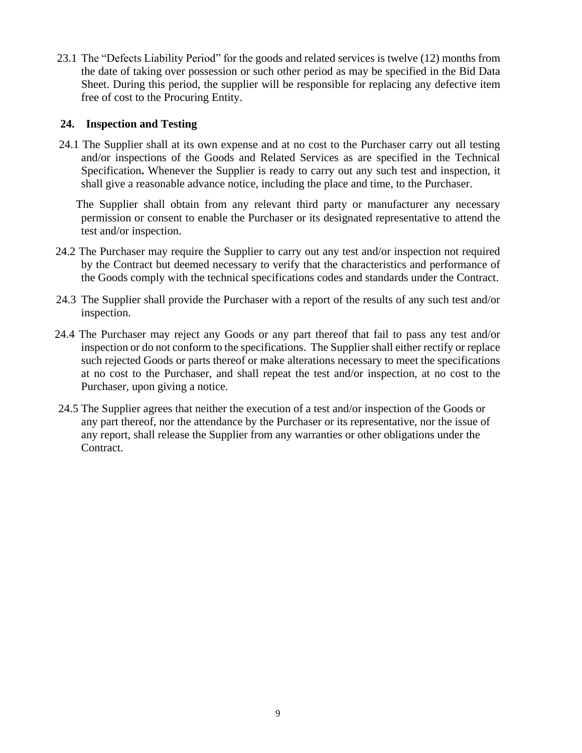23.1 The "Defects Liability Period" for the goods and related services is twelve (12) months from the date of taking over possession or such other period as may be specified in the Bid Data Sheet. During this period, the supplier will be responsible for replacing any defective item free of cost to the Procuring Entity.

## 24. Inspection and Testing

24.1 The Supplier shall at its own expense and at no cost to the Purchaser carry out all testing and/or inspections of the Goods and Related Services as are specified in the Technical Specification**.** Whenever the Supplier is ready to carry out any such test and inspection, it shall give a reasonable advance notice, including the place and time, to the Purchaser.

The Supplier shall obtain from any relevant third party or manufacturer any necessary permission or consent to enable the Purchaser or its designated representative to attend the test and/or inspection.

24.2 The Purchaser may require the Supplier to carry out any test and/or inspection not required by the Contract but deemed necessary to verify that the characteristics and performance of the Goods comply with the technical specifications codes and standards under the Contract.

24.3 The Supplier shall provide the Purchaser with a report of the results of any such test and/or inspection.

24.4 The Purchaser may reject any Goods or any part thereof that fail to pass any test and/or inspection or do not conform to the specifications. The Supplier shall either rectify or replace such rejected Goods or parts thereof or make alterations necessary to meet the specifications at no cost to the Purchaser, and shall repeat the test and/or inspection, at no cost to the Purchaser, upon giving a notice.

24.5 The Supplier agrees that neither the execution of a test and/or inspection of the Goods or any part thereof, nor the attendance by the Purchaser or its representative, nor the issue of any report, shall release the Supplier from any warranties or other obligations under the Contract.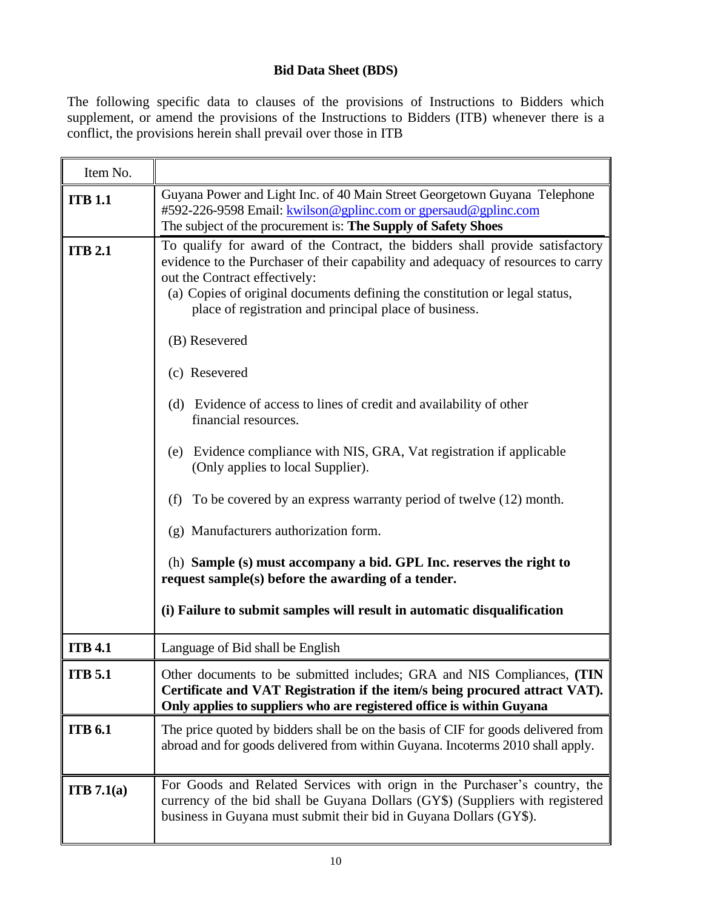# Bid Data Sheet (BDS)

The following specific data to clauses of the provisions of Instructions to Bidders which supplement, or amend the provisions of the Instructions to Bidders (ITB) whenever there is a conflict, the provisions herein shall prevail over those in ITB

| Item No. | |
|---|---|
| **ITB 1.1** | Guyana Power and Light Inc. of 40 Main Street Georgetown Guyana Telephone #592-226-9598 Email: kwilson@gplinc.com or gpersaud@gplinc.com<br>The subject of the procurement is: **The Supply of Safety Shoes** |
| **ITB 2.1** | To qualify for award of the Contract, the bidders shall provide satisfactory evidence to the Purchaser of their capability and adequacy of resources to carry out the Contract effectively:<br>(a) Copies of original documents defining the constitution or legal status, place of registration and principal place of business.<br>(B) Resevered<br>(c) Resevered<br>(d) Evidence of access to lines of credit and availability of other financial resources.<br>(e) Evidence compliance with NIS, GRA, Vat registration if applicable (Only applies to local Supplier).<br>(f) To be covered by an express warranty period of twelve (12) month.<br>(g) Manufacturers authorization form.<br>(h) **Sample (s) must accompany a bid. GPL Inc. reserves the right to request sample(s) before the awarding of a tender.**<br>**(i) Failure to submit samples will result in automatic disqualification** |
| **ITB 4.1** | Language of Bid shall be English |
| **ITB 5.1** | Other documents to be submitted includes; GRA and NIS Compliances, **(TIN Certificate and VAT Registration if the item/s being procured attract VAT). Only applies to suppliers who are registered office is within Guyana** |
| **ITB 6.1** | The price quoted by bidders shall be on the basis of CIF for goods delivered from abroad and for goods delivered from within Guyana. Incoterms 2010 shall apply. |
| **ITB 7.1(a)** | For Goods and Related Services with orign in the Purchaser's country, the currency of the bid shall be Guyana Dollars (GY$) (Suppliers with registered business in Guyana must submit their bid in Guyana Dollars (GY$). |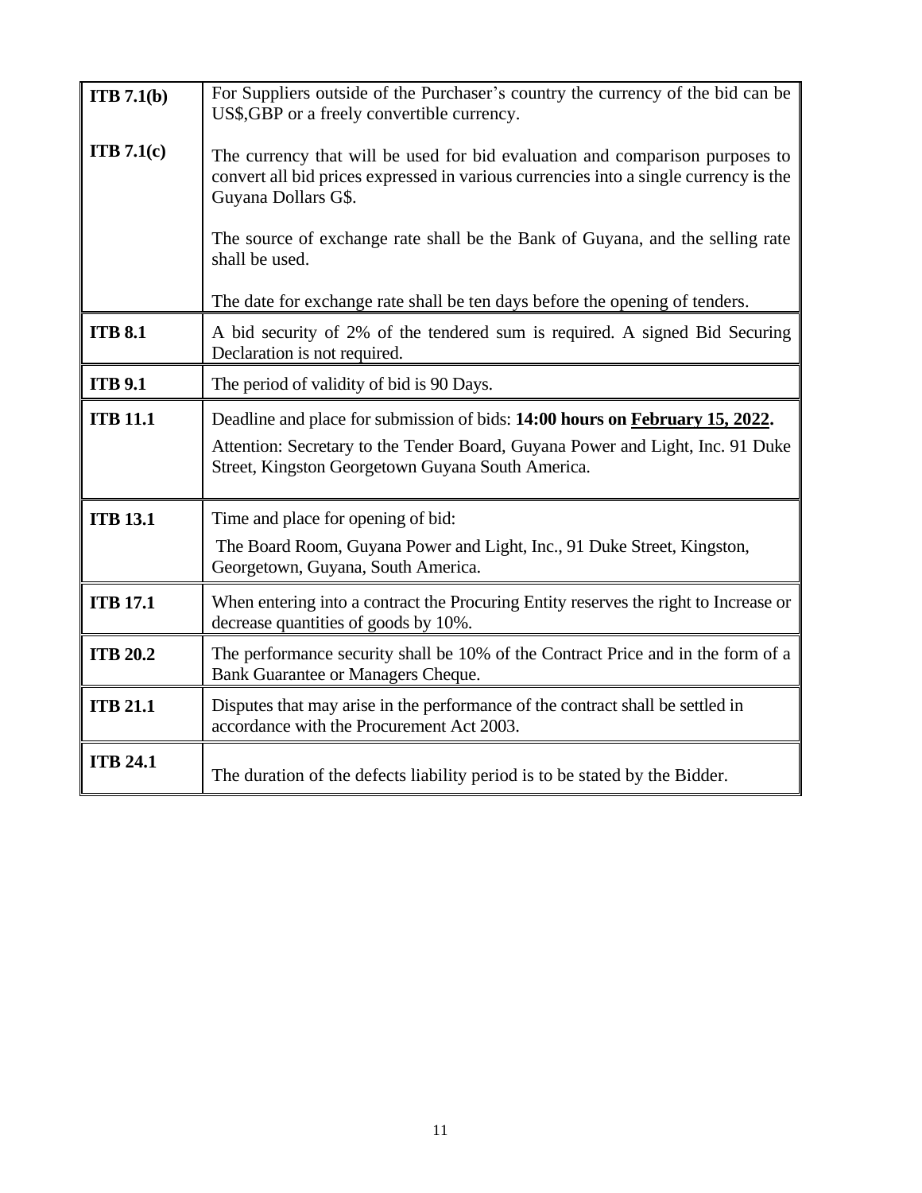| | |
|---|---|
| **ITB 7.1(b)**<br><br>**ITB 7.1(c)** | For Suppliers outside of the Purchaser's country the currency of the bid can be US$,GBP or a freely convertible currency.<br><br>The currency that will be used for bid evaluation and comparison purposes to convert all bid prices expressed in various currencies into a single currency is the Guyana Dollars G$.<br><br>The source of exchange rate shall be the Bank of Guyana, and the selling rate shall be used.<br><br>The date for exchange rate shall be ten days before the opening of tenders. |
| **ITB 8.1** | A bid security of 2% of the tendered sum is required. A signed Bid Securing Declaration is not required. |
| **ITB 9.1** | The period of validity of bid is 90 Days. |
| **ITB 11.1** | Deadline and place for submission of bids: **14:00 hours on <u>February 15, 2022</u>.**<br>Attention: Secretary to the Tender Board, Guyana Power and Light, Inc. 91 Duke Street, Kingston Georgetown Guyana South America. |
| **ITB 13.1** | Time and place for opening of bid:<br>The Board Room, Guyana Power and Light, Inc., 91 Duke Street, Kingston, Georgetown, Guyana, South America. |
| **ITB 17.1** | When entering into a contract the Procuring Entity reserves the right to Increase or decrease quantities of goods by 10%. |
| **ITB 20.2** | The performance security shall be 10% of the Contract Price and in the form of a Bank Guarantee or Managers Cheque. |
| **ITB 21.1** | Disputes that may arise in the performance of the contract shall be settled in accordance with the Procurement Act 2003. |
| **ITB 24.1** | The duration of the defects liability period is to be stated by the Bidder. |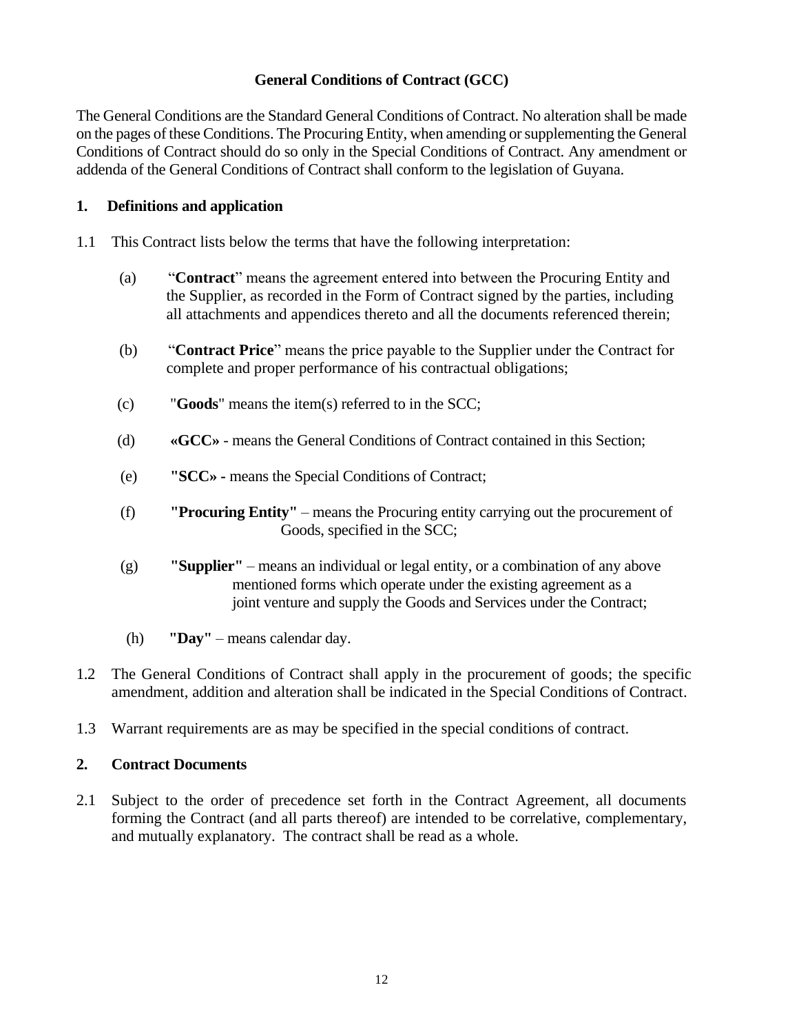## General Conditions of Contract (GCC)

The General Conditions are the Standard General Conditions of Contract. No alteration shall be made on the pages of these Conditions. The Procuring Entity, when amending or supplementing the General Conditions of Contract should do so only in the Special Conditions of Contract. Any amendment or addenda of the General Conditions of Contract shall conform to the legislation of Guyana.

### 1. Definitions and application

1.1 This Contract lists below the terms that have the following interpretation:

(a) "**Contract**" means the agreement entered into between the Procuring Entity and the Supplier, as recorded in the Form of Contract signed by the parties, including all attachments and appendices thereto and all the documents referenced therein;

(b) "**Contract Price**" means the price payable to the Supplier under the Contract for complete and proper performance of his contractual obligations;

(c) "**Goods**" means the item(s) referred to in the SCC;

(d) **«GCC»** - means the General Conditions of Contract contained in this Section;

(e) **"SCC» -** means the Special Conditions of Contract;

(f) **"Procuring Entity"** – means the Procuring entity carrying out the procurement of Goods, specified in the SCC;

(g) **"Supplier"** – means an individual or legal entity, or a combination of any above mentioned forms which operate under the existing agreement as a joint venture and supply the Goods and Services under the Contract;

(h) **"Day"** – means calendar day.

1.2 The General Conditions of Contract shall apply in the procurement of goods; the specific amendment, addition and alteration shall be indicated in the Special Conditions of Contract.

1.3 Warrant requirements are as may be specified in the special conditions of contract.

### 2. Contract Documents

2.1 Subject to the order of precedence set forth in the Contract Agreement, all documents forming the Contract (and all parts thereof) are intended to be correlative, complementary, and mutually explanatory. The contract shall be read as a whole.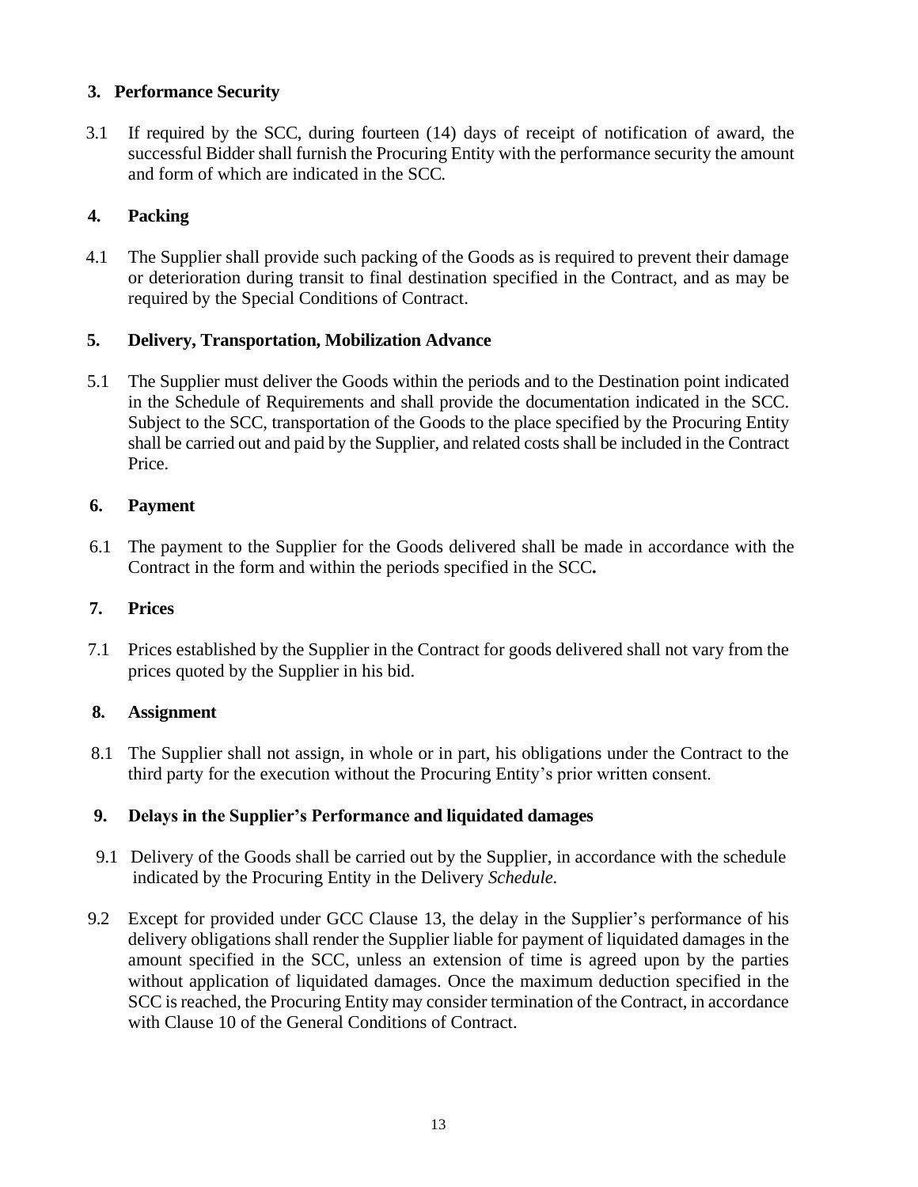## 3. Performance Security

3.1 If required by the SCC, during fourteen (14) days of receipt of notification of award, the successful Bidder shall furnish the Procuring Entity with the performance security the amount and form of which are indicated in the SCC.

## 4. Packing

4.1 The Supplier shall provide such packing of the Goods as is required to prevent their damage or deterioration during transit to final destination specified in the Contract, and as may be required by the Special Conditions of Contract.

## 5. Delivery, Transportation, Mobilization Advance

5.1 The Supplier must deliver the Goods within the periods and to the Destination point indicated in the Schedule of Requirements and shall provide the documentation indicated in the SCC. Subject to the SCC, transportation of the Goods to the place specified by the Procuring Entity shall be carried out and paid by the Supplier, and related costs shall be included in the Contract Price.

## 6. Payment

6.1 The payment to the Supplier for the Goods delivered shall be made in accordance with the Contract in the form and within the periods specified in the SCC**.**

## 7. Prices

7.1 Prices established by the Supplier in the Contract for goods delivered shall not vary from the prices quoted by the Supplier in his bid.

## 8. Assignment

8.1 The Supplier shall not assign, in whole or in part, his obligations under the Contract to the third party for the execution without the Procuring Entity's prior written consent.

## 9. Delays in the Supplier's Performance and liquidated damages

9.1 Delivery of the Goods shall be carried out by the Supplier, in accordance with the schedule indicated by the Procuring Entity in the Delivery *Schedule.*

9.2 Except for provided under GCC Clause 13, the delay in the Supplier's performance of his delivery obligations shall render the Supplier liable for payment of liquidated damages in the amount specified in the SCC, unless an extension of time is agreed upon by the parties without application of liquidated damages. Once the maximum deduction specified in the SCC is reached, the Procuring Entity may consider termination of the Contract, in accordance with Clause 10 of the General Conditions of Contract.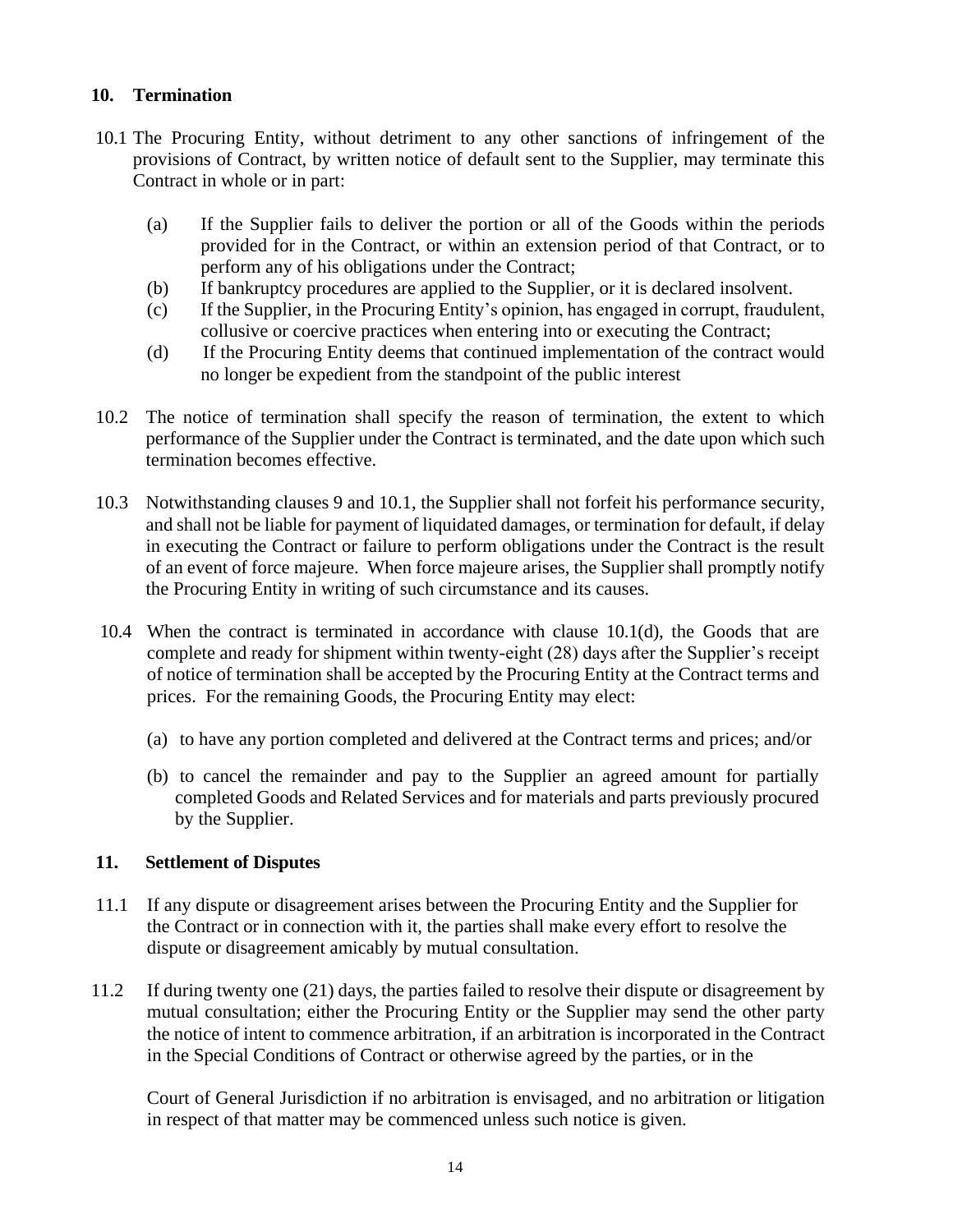## 10. Termination

10.1 The Procuring Entity, without detriment to any other sanctions of infringement of the provisions of Contract, by written notice of default sent to the Supplier, may terminate this Contract in whole or in part:

(a) If the Supplier fails to deliver the portion or all of the Goods within the periods provided for in the Contract, or within an extension period of that Contract, or to perform any of his obligations under the Contract;

(b) If bankruptcy procedures are applied to the Supplier, or it is declared insolvent.

(c) If the Supplier, in the Procuring Entity's opinion, has engaged in corrupt, fraudulent, collusive or coercive practices when entering into or executing the Contract;

(d) If the Procuring Entity deems that continued implementation of the contract would no longer be expedient from the standpoint of the public interest

10.2 The notice of termination shall specify the reason of termination, the extent to which performance of the Supplier under the Contract is terminated, and the date upon which such termination becomes effective.

10.3 Notwithstanding clauses 9 and 10.1, the Supplier shall not forfeit his performance security, and shall not be liable for payment of liquidated damages, or termination for default, if delay in executing the Contract or failure to perform obligations under the Contract is the result of an event of force majeure. When force majeure arises, the Supplier shall promptly notify the Procuring Entity in writing of such circumstance and its causes.

10.4 When the contract is terminated in accordance with clause 10.1(d), the Goods that are complete and ready for shipment within twenty-eight (28) days after the Supplier's receipt of notice of termination shall be accepted by the Procuring Entity at the Contract terms and prices. For the remaining Goods, the Procuring Entity may elect:

(a) to have any portion completed and delivered at the Contract terms and prices; and/or

(b) to cancel the remainder and pay to the Supplier an agreed amount for partially completed Goods and Related Services and for materials and parts previously procured by the Supplier.

## 11. Settlement of Disputes

11.1 If any dispute or disagreement arises between the Procuring Entity and the Supplier for the Contract or in connection with it, the parties shall make every effort to resolve the dispute or disagreement amicably by mutual consultation.

11.2 If during twenty one (21) days, the parties failed to resolve their dispute or disagreement by mutual consultation; either the Procuring Entity or the Supplier may send the other party the notice of intent to commence arbitration, if an arbitration is incorporated in the Contract in the Special Conditions of Contract or otherwise agreed by the parties, or in the

Court of General Jurisdiction if no arbitration is envisaged, and no arbitration or litigation in respect of that matter may be commenced unless such notice is given.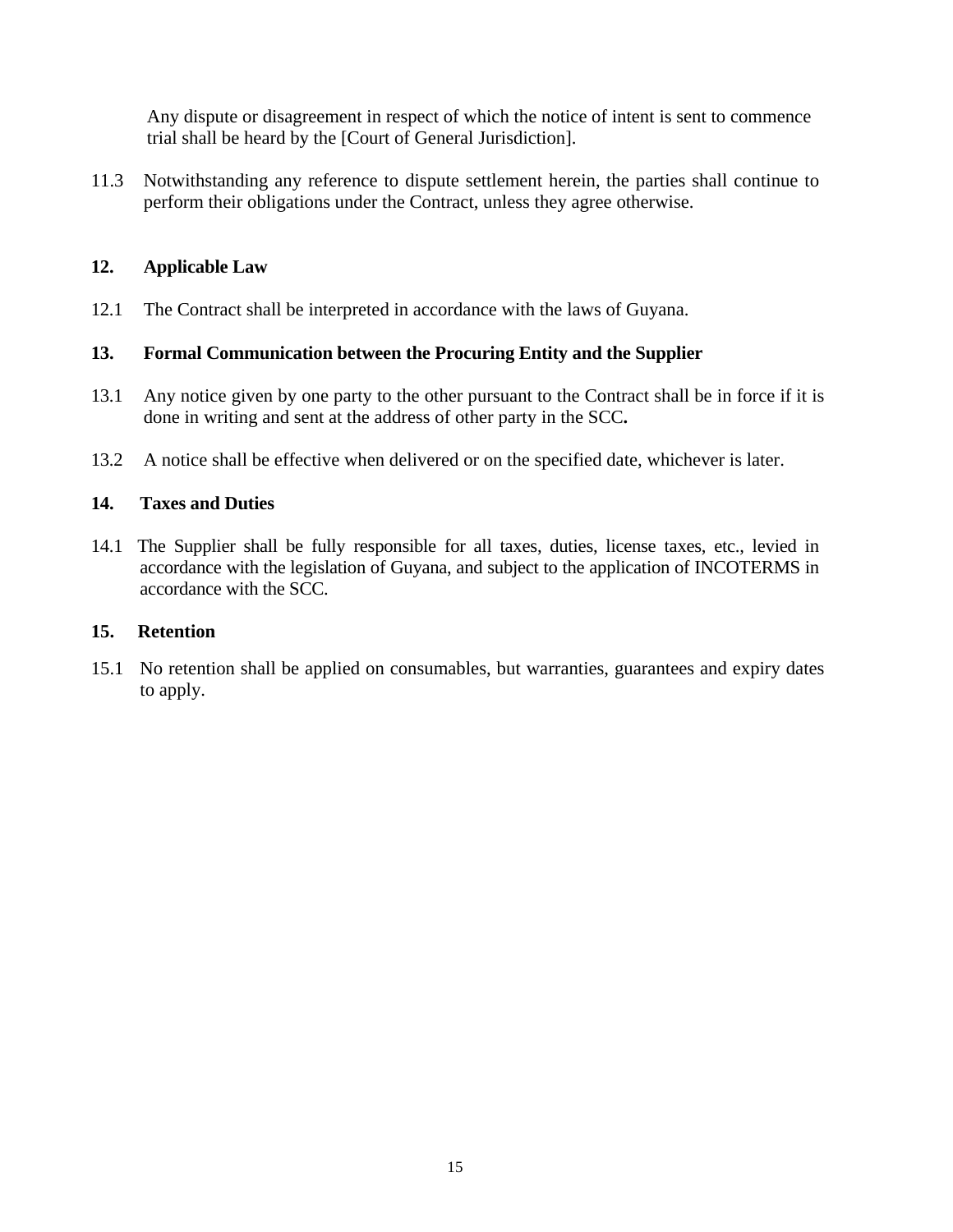Any dispute or disagreement in respect of which the notice of intent is sent to commence trial shall be heard by the [Court of General Jurisdiction].

11.3 Notwithstanding any reference to dispute settlement herein, the parties shall continue to perform their obligations under the Contract, unless they agree otherwise.

**12. Applicable Law**

12.1 The Contract shall be interpreted in accordance with the laws of Guyana.

**13. Formal Communication between the Procuring Entity and the Supplier**

13.1 Any notice given by one party to the other pursuant to the Contract shall be in force if it is done in writing and sent at the address of other party in the SCC**.**

13.2 A notice shall be effective when delivered or on the specified date, whichever is later.

**14. Taxes and Duties**

14.1 The Supplier shall be fully responsible for all taxes, duties, license taxes, etc., levied in accordance with the legislation of Guyana, and subject to the application of INCOTERMS in accordance with the SCC.

**15. Retention**

15.1 No retention shall be applied on consumables, but warranties, guarantees and expiry dates to apply.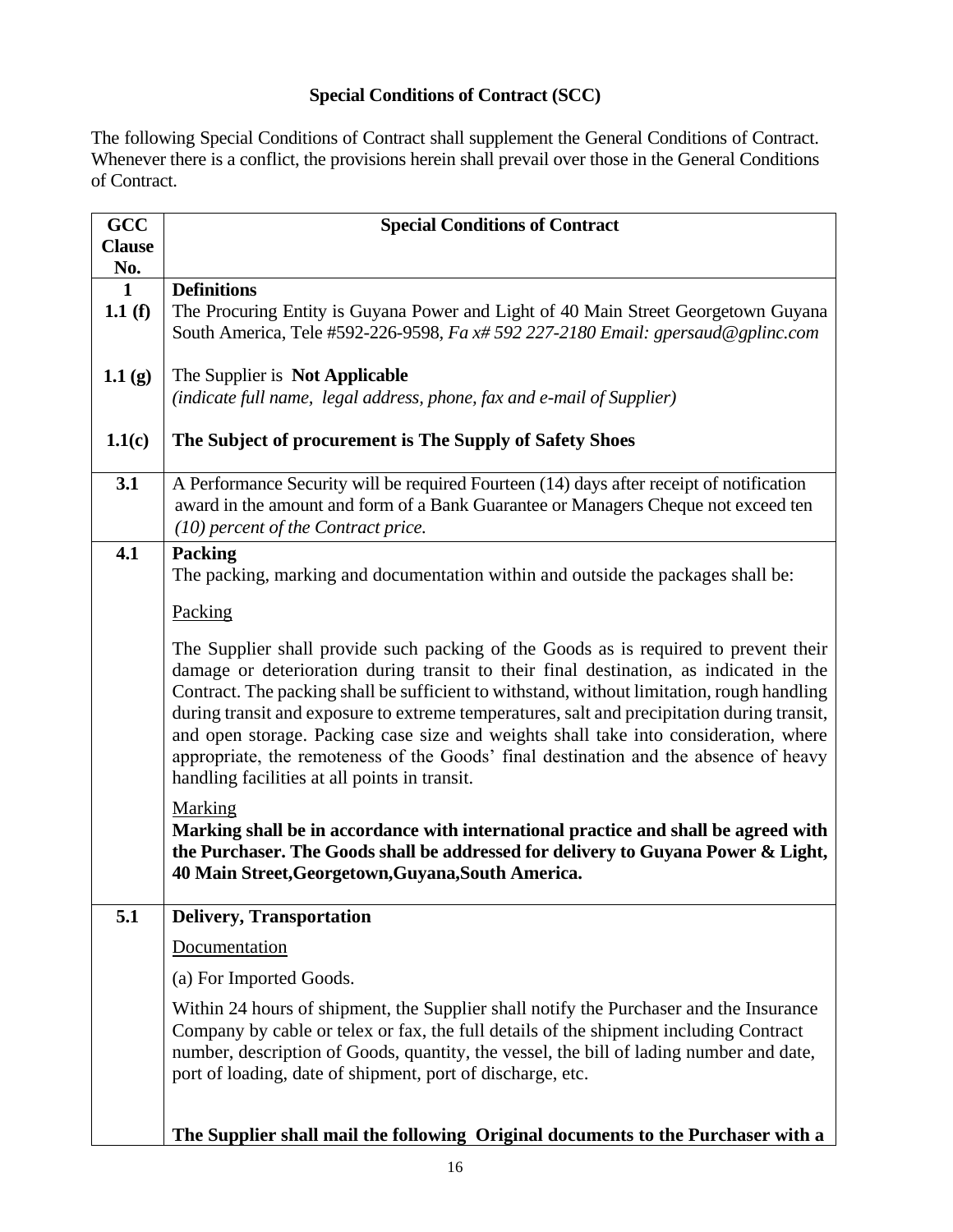# Special Conditions of Contract (SCC)

The following Special Conditions of Contract shall supplement the General Conditions of Contract. Whenever there is a conflict, the provisions herein shall prevail over those in the General Conditions of Contract.

| GCC Clause No. | Special Conditions of Contract |
|---|---|
| **1** | **Definitions** |
| **1.1 (f)** | The Procuring Entity is Guyana Power and Light of 40 Main Street Georgetown Guyana South America, Tele #592-226-9598, *Fa x# 592 227-2180 Email: gpersaud@gplinc.com* |
| **1.1 (g)** | The Supplier is **Not Applicable**<br>*(indicate full name, legal address, phone, fax and e-mail of Supplier)* |
| **1.1(c)** | **The Subject of procurement is The Supply of Safety Shoes** |
| **3.1** | A Performance Security will be required Fourteen (14) days after receipt of notification award in the amount and form of a Bank Guarantee or Managers Cheque not exceed ten *(10) percent of the Contract price.* |
| **4.1** | **Packing**<br>The packing, marking and documentation within and outside the packages shall be:<br><br>Packing<br><br>The Supplier shall provide such packing of the Goods as is required to prevent their damage or deterioration during transit to their final destination, as indicated in the Contract. The packing shall be sufficient to withstand, without limitation, rough handling during transit and exposure to extreme temperatures, salt and precipitation during transit, and open storage. Packing case size and weights shall take into consideration, where appropriate, the remoteness of the Goods' final destination and the absence of heavy handling facilities at all points in transit.<br><br>Marking<br>**Marking shall be in accordance with international practice and shall be agreed with the Purchaser. The Goods shall be addressed for delivery to Guyana Power & Light, 40 Main Street,Georgetown,Guyana,South America.** |
| **5.1** | **Delivery, Transportation**<br><br>Documentation<br><br>(a) For Imported Goods.<br><br>Within 24 hours of shipment, the Supplier shall notify the Purchaser and the Insurance Company by cable or telex or fax, the full details of the shipment including Contract number, description of Goods, quantity, the vessel, the bill of lading number and date, port of loading, date of shipment, port of discharge, etc.<br><br>**The Supplier shall mail the following Original documents to the Purchaser with a** |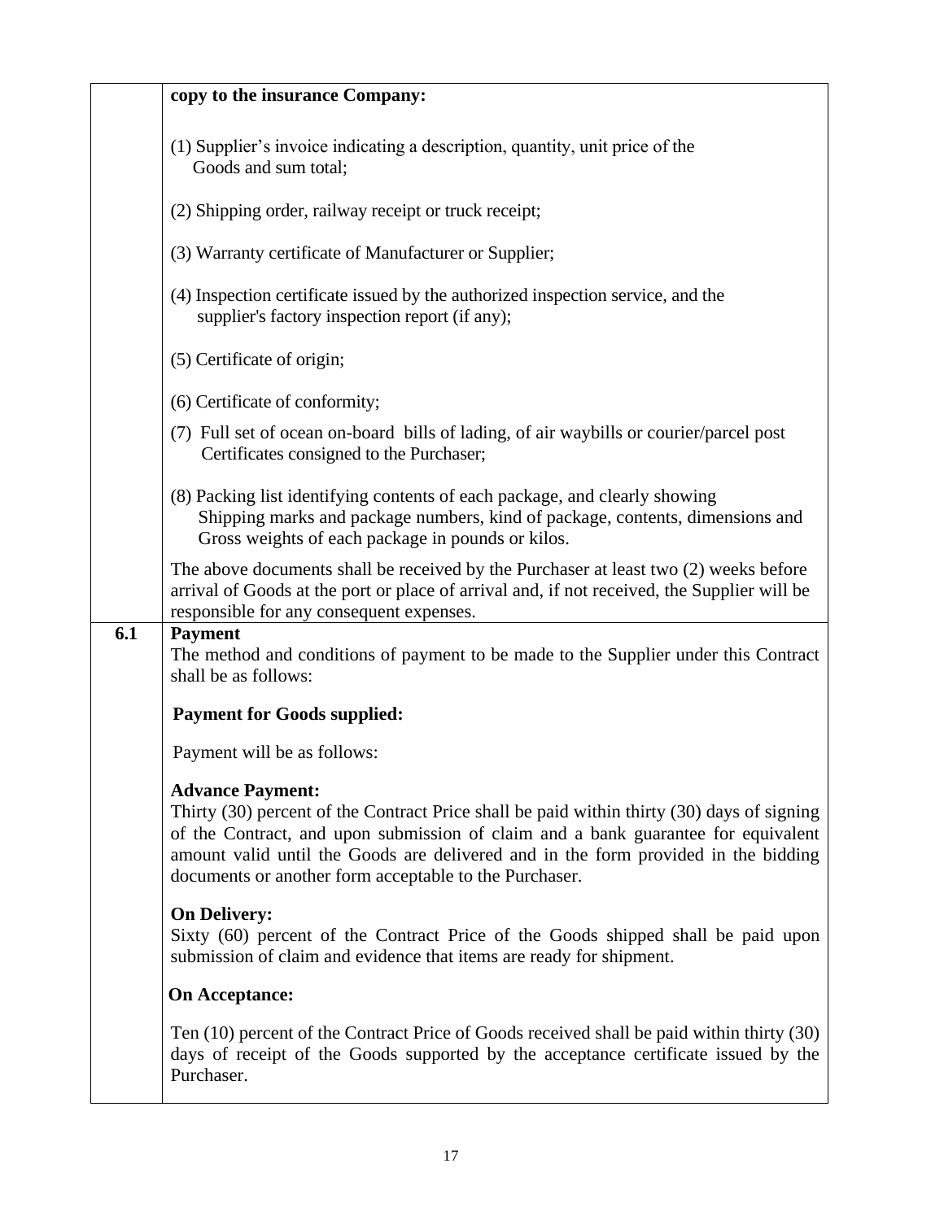| | |
|---|---|
| | **copy to the insurance Company:**<br><br>(1) Supplier's invoice indicating a description, quantity, unit price of the Goods and sum total;<br><br>(2) Shipping order, railway receipt or truck receipt;<br><br>(3) Warranty certificate of Manufacturer or Supplier;<br><br>(4) Inspection certificate issued by the authorized inspection service, and the supplier's factory inspection report (if any);<br><br>(5) Certificate of origin;<br><br>(6) Certificate of conformity;<br><br>(7) Full set of ocean on-board bills of lading, of air waybills or courier/parcel post Certificates consigned to the Purchaser;<br><br>(8) Packing list identifying contents of each package, and clearly showing Shipping marks and package numbers, kind of package, contents, dimensions and Gross weights of each package in pounds or kilos.<br><br>The above documents shall be received by the Purchaser at least two (2) weeks before arrival of Goods at the port or place of arrival and, if not received, the Supplier will be responsible for any consequent expenses. |
| **6.1** | **Payment**<br>The method and conditions of payment to be made to the Supplier under this Contract shall be as follows:<br><br>**Payment for Goods supplied:**<br><br>Payment will be as follows:<br><br>**Advance Payment:**<br>Thirty (30) percent of the Contract Price shall be paid within thirty (30) days of signing of the Contract, and upon submission of claim and a bank guarantee for equivalent amount valid until the Goods are delivered and in the form provided in the bidding documents or another form acceptable to the Purchaser.<br><br>**On Delivery:**<br>Sixty (60) percent of the Contract Price of the Goods shipped shall be paid upon submission of claim and evidence that items are ready for shipment.<br><br>**On Acceptance:**<br><br>Ten (10) percent of the Contract Price of Goods received shall be paid within thirty (30) days of receipt of the Goods supported by the acceptance certificate issued by the Purchaser. |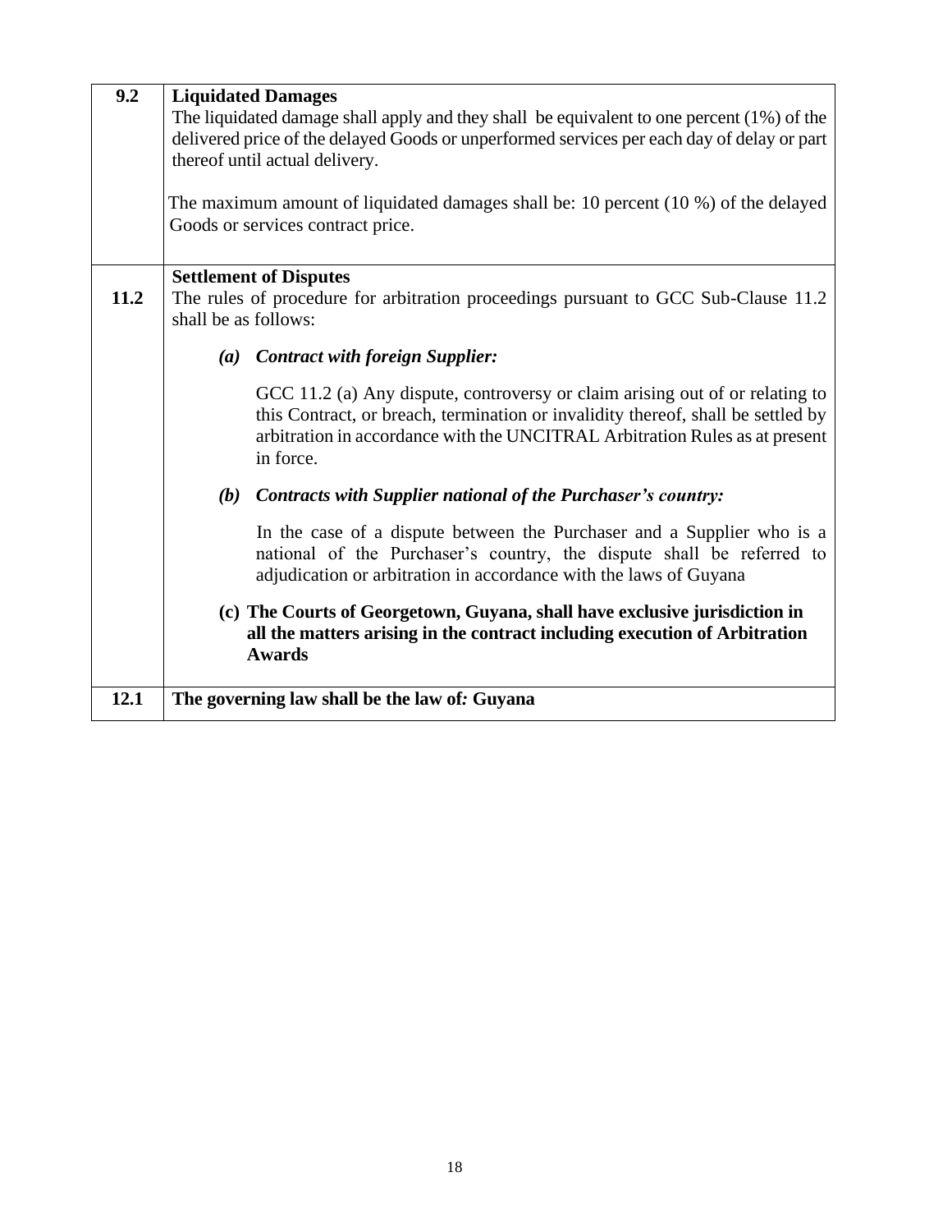| | |
|---|---|
| **9.2** | **Liquidated Damages**<br>The liquidated damage shall apply and they shall be equivalent to one percent (1%) of the delivered price of the delayed Goods or unperformed services per each day of delay or part thereof until actual delivery.<br><br>The maximum amount of liquidated damages shall be: 10 percent (10 %) of the delayed Goods or services contract price. |
| **11.2** | **Settlement of Disputes**<br>The rules of procedure for arbitration proceedings pursuant to GCC Sub-Clause 11.2 shall be as follows:<br><br>***(a) Contract with foreign Supplier:***<br><br>GCC 11.2 (a) Any dispute, controversy or claim arising out of or relating to this Contract, or breach, termination or invalidity thereof, shall be settled by arbitration in accordance with the UNCITRAL Arbitration Rules as at present in force.<br><br>***(b) Contracts with Supplier national of the Purchaser's country:***<br><br>In the case of a dispute between the Purchaser and a Supplier who is a national of the Purchaser's country, the dispute shall be referred to adjudication or arbitration in accordance with the laws of Guyana<br><br>**(c) The Courts of Georgetown, Guyana, shall have exclusive jurisdiction in all the matters arising in the contract including execution of Arbitration Awards** |
| **12.1** | **The governing law shall be the law of*:* Guyana** |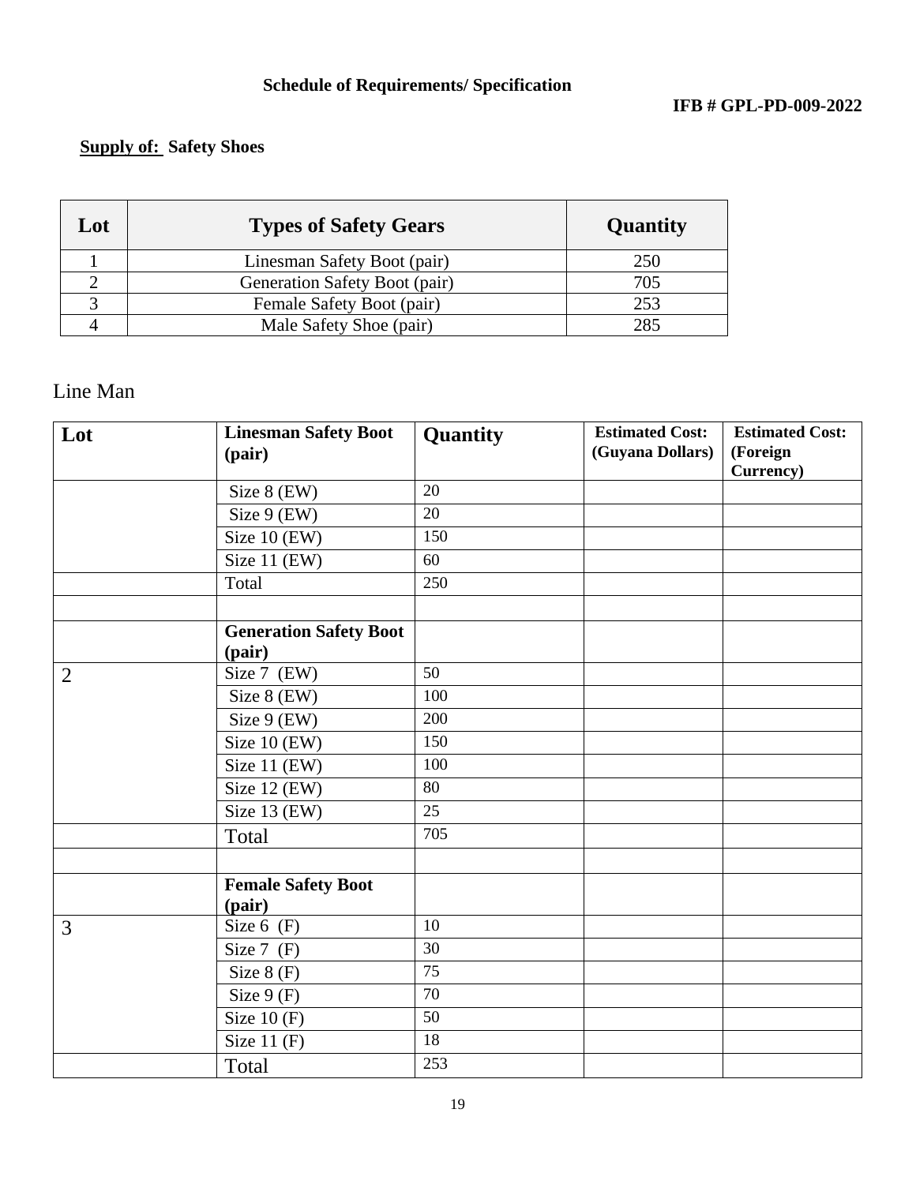**Schedule of Requirements/ Specification**

**IFB # GPL-PD-009-2022**

**Supply of: Safety Shoes**

| Lot | Types of Safety Gears | Quantity |
|---|---|---|
| 1 | Linesman Safety Boot (pair) | 250 |
| 2 | Generation Safety Boot (pair) | 705 |
| 3 | Female Safety Boot (pair) | 253 |
| 4 | Male Safety Shoe (pair) | 285 |

Line Man

| Lot | Linesman Safety Boot (pair) | Quantity | Estimated Cost: (Guyana Dollars) | Estimated Cost: (Foreign Currency) |
|---|---|---|---|---|
| | Size 8 (EW) | 20 | | |
| | Size 9 (EW) | 20 | | |
| | Size 10 (EW) | 150 | | |
| | Size 11 (EW) | 60 | | |
| | Total | 250 | | |
| | | | | |
| | **Generation Safety Boot (pair)** | | | |
| 2 | Size 7 (EW) | 50 | | |
| | Size 8 (EW) | 100 | | |
| | Size 9 (EW) | 200 | | |
| | Size 10 (EW) | 150 | | |
| | Size 11 (EW) | 100 | | |
| | Size 12 (EW) | 80 | | |
| | Size 13 (EW) | 25 | | |
| | Total | 705 | | |
| | | | | |
| | **Female Safety Boot (pair)** | | | |
| 3 | Size 6 (F) | 10 | | |
| | Size 7 (F) | 30 | | |
| | Size 8 (F) | 75 | | |
| | Size 9 (F) | 70 | | |
| | Size 10 (F) | 50 | | |
| | Size 11 (F) | 18 | | |
| | Total | 253 | | |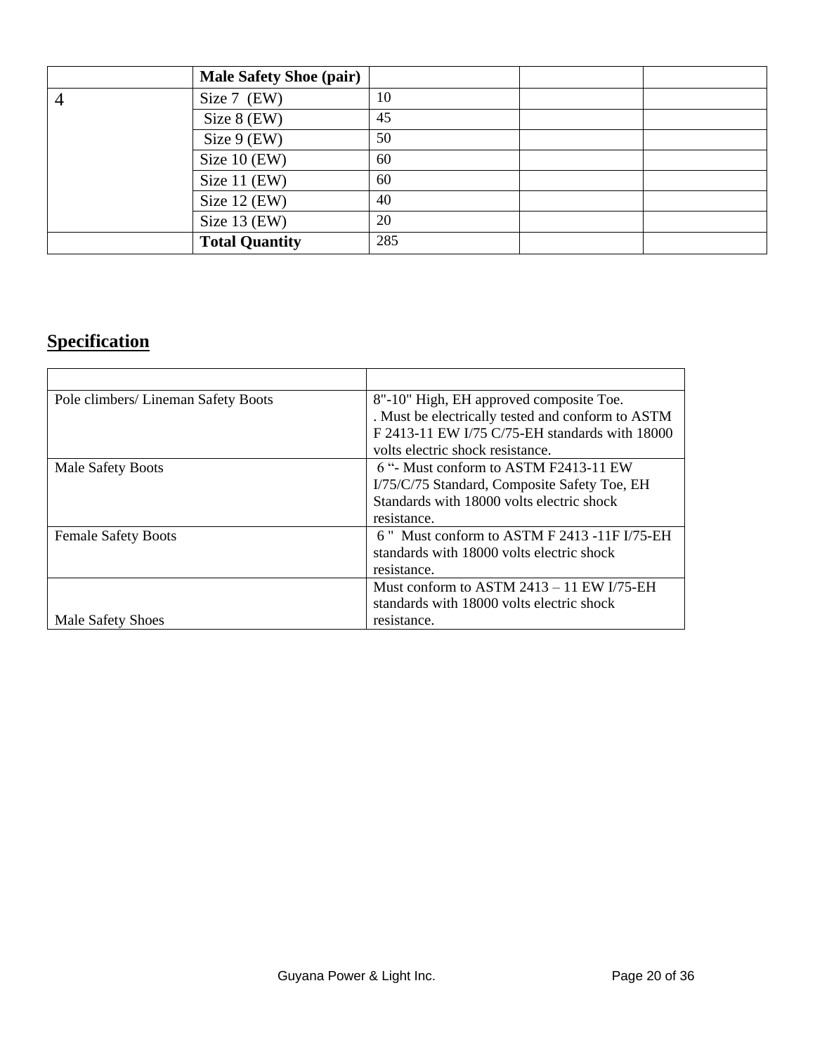|   | Male Safety Shoe (pair) |   |   |   |
|---|---|---|---|---|
| 4 | Size 7 (EW) | 10 |   |   |
|   | Size 8 (EW) | 45 |   |   |
|   | Size 9 (EW) | 50 |   |   |
|   | Size 10 (EW) | 60 |   |   |
|   | Size 11 (EW) | 60 |   |   |
|   | Size 12 (EW) | 40 |   |   |
|   | Size 13 (EW) | 20 |   |   |
|   | **Total Quantity** | 285 |   |   |

## Specification

|   |   |
|---|---|
| Pole climbers/ Lineman Safety Boots | 8"-10" High, EH approved composite Toe. . Must be electrically tested and conform to ASTM F 2413-11 EW I/75 C/75-EH standards with 18000 volts electric shock resistance. |
| Male Safety Boots | 6 "- Must conform to ASTM F2413-11 EW I/75/C/75 Standard, Composite Safety Toe, EH Standards with 18000 volts electric shock resistance. |
| Female Safety Boots | 6 " Must conform to ASTM F 2413 -11F I/75-EH standards with 18000 volts electric shock resistance. |
| Male Safety Shoes | Must conform to ASTM 2413 – 11 EW I/75-EH standards with 18000 volts electric shock resistance. |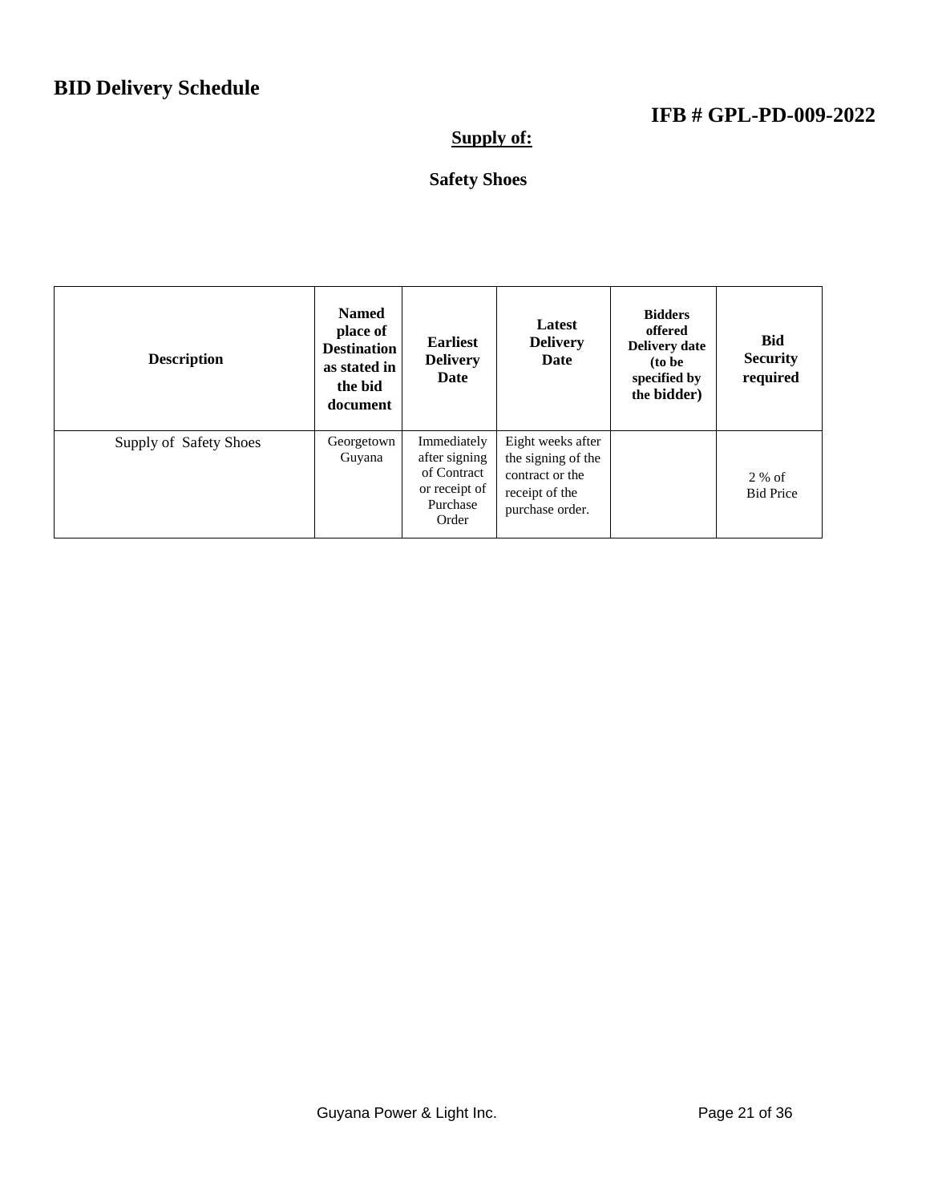# BID Delivery Schedule

## IFB # GPL-PD-009-2022

**Supply of:**

**Safety Shoes**

| Description | Named place of Destination as stated in the bid document | Earliest Delivery Date | Latest Delivery Date | Bidders offered Delivery date (to be specified by the bidder) | Bid Security required |
|---|---|---|---|---|---|
| Supply of Safety Shoes | Georgetown Guyana | Immediately after signing of Contract or receipt of Purchase Order | Eight weeks after the signing of the contract or the receipt of the purchase order. | | 2 % of Bid Price |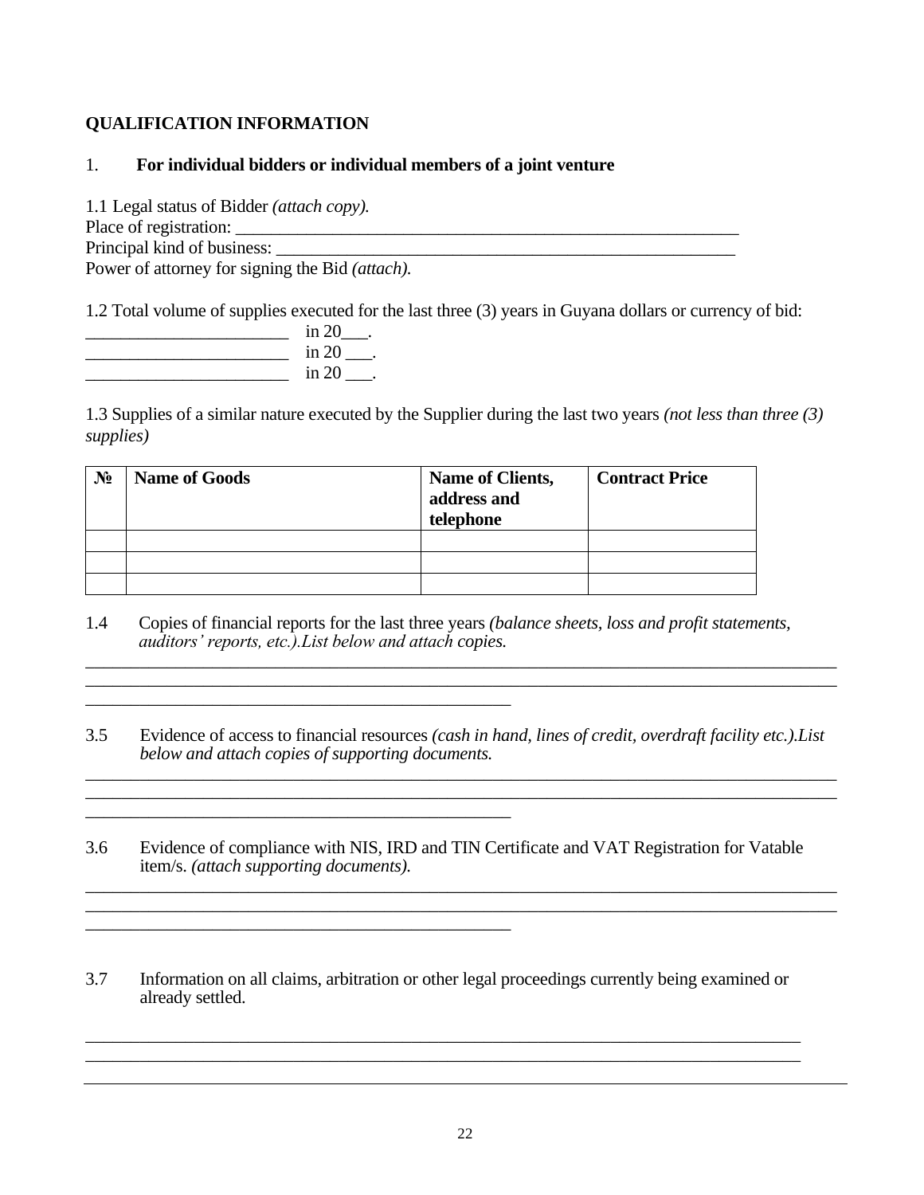**QUALIFICATION INFORMATION**

1. **For individual bidders or individual members of a joint venture**

1.1 Legal status of Bidder *(attach copy).*
Place of registration: ___________________________________________________________
Principal kind of business: _______________________________________________________
Power of attorney for signing the Bid *(attach).*

1.2 Total volume of supplies executed for the last three (3) years in Guyana dollars or currency of bid:

_______________________ in 20___.
_______________________ in 20 ___.
_______________________ in 20 ___.

1.3 Supplies of a similar nature executed by the Supplier during the last two years *(not less than three (3) supplies)*

| № | Name of Goods | Name of Clients, address and telephone | Contract Price |
|---|---|---|---|
| | | | |
| | | | |
| | | | |

1.4 Copies of financial reports for the last three years *(balance sheets, loss and profit statements, auditors' reports, etc.).List below and attach copies.*

_____________________________________________________________________________________
_____________________________________________________________________________________
_________________________________________________

3.5 Evidence of access to financial resources *(cash in hand, lines of credit, overdraft facility etc.).List below and attach copies of supporting documents.*

_____________________________________________________________________________________
_____________________________________________________________________________________
_________________________________________________

3.6 Evidence of compliance with NIS, IRD and TIN Certificate and VAT Registration for Vatable item/s. *(attach supporting documents).*

_____________________________________________________________________________________
_____________________________________________________________________________________
_________________________________________________

3.7 Information on all claims, arbitration or other legal proceedings currently being examined or already settled.

_____________________________________________________________________________________
_____________________________________________________________________________________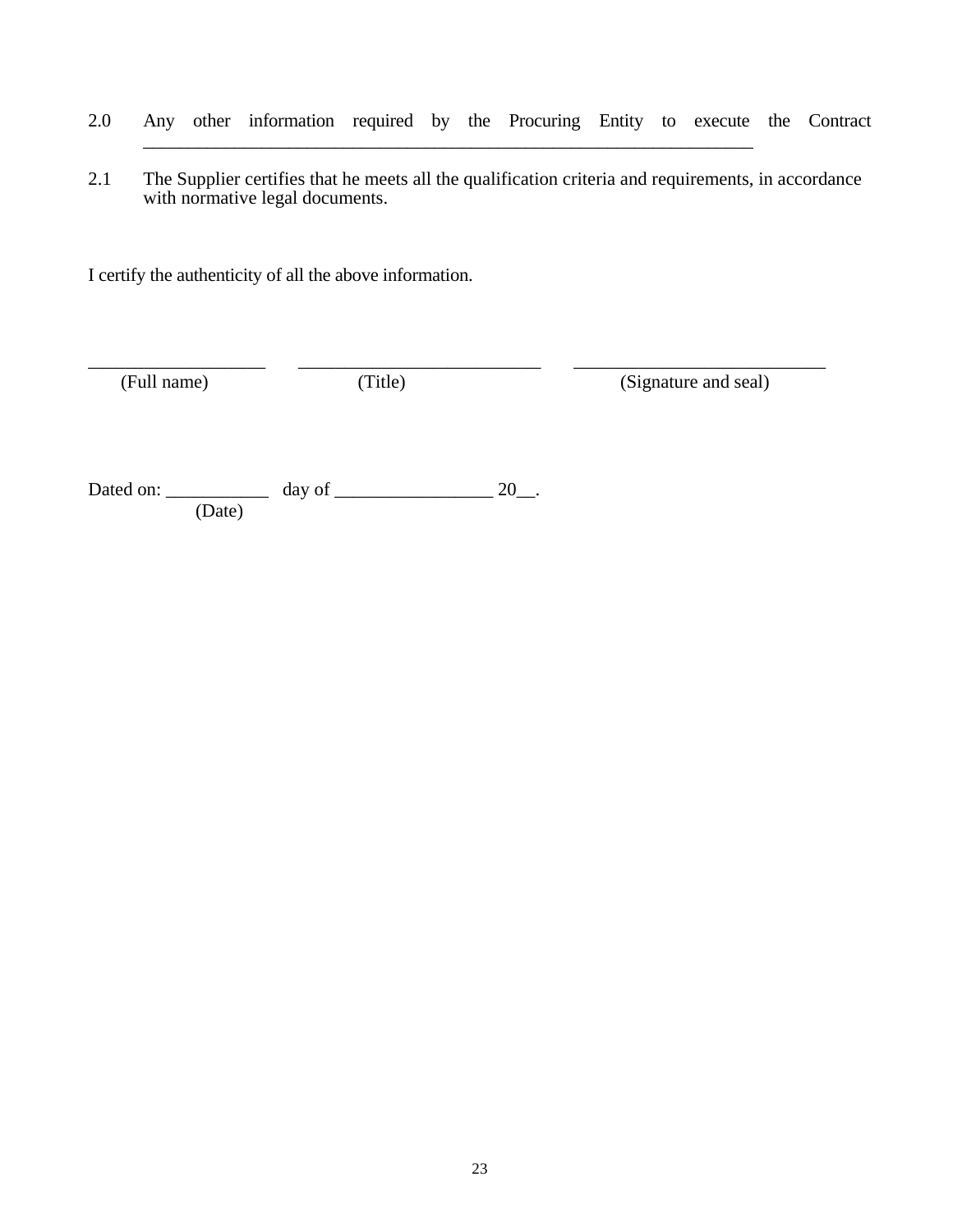2.0 Any other information required by the Procuring Entity to execute the Contract ____________________________________________________________________

2.1 The Supplier certifies that he meets all the qualification criteria and requirements, in accordance with normative legal documents.

I certify the authenticity of all the above information.

| ____________________ | ___________________________ | ____________________________ |
|---|---|---|
| (Full name) | (Title) | (Signature and seal) |

Dated on: ___________ day of _________________ 20__.
(Date)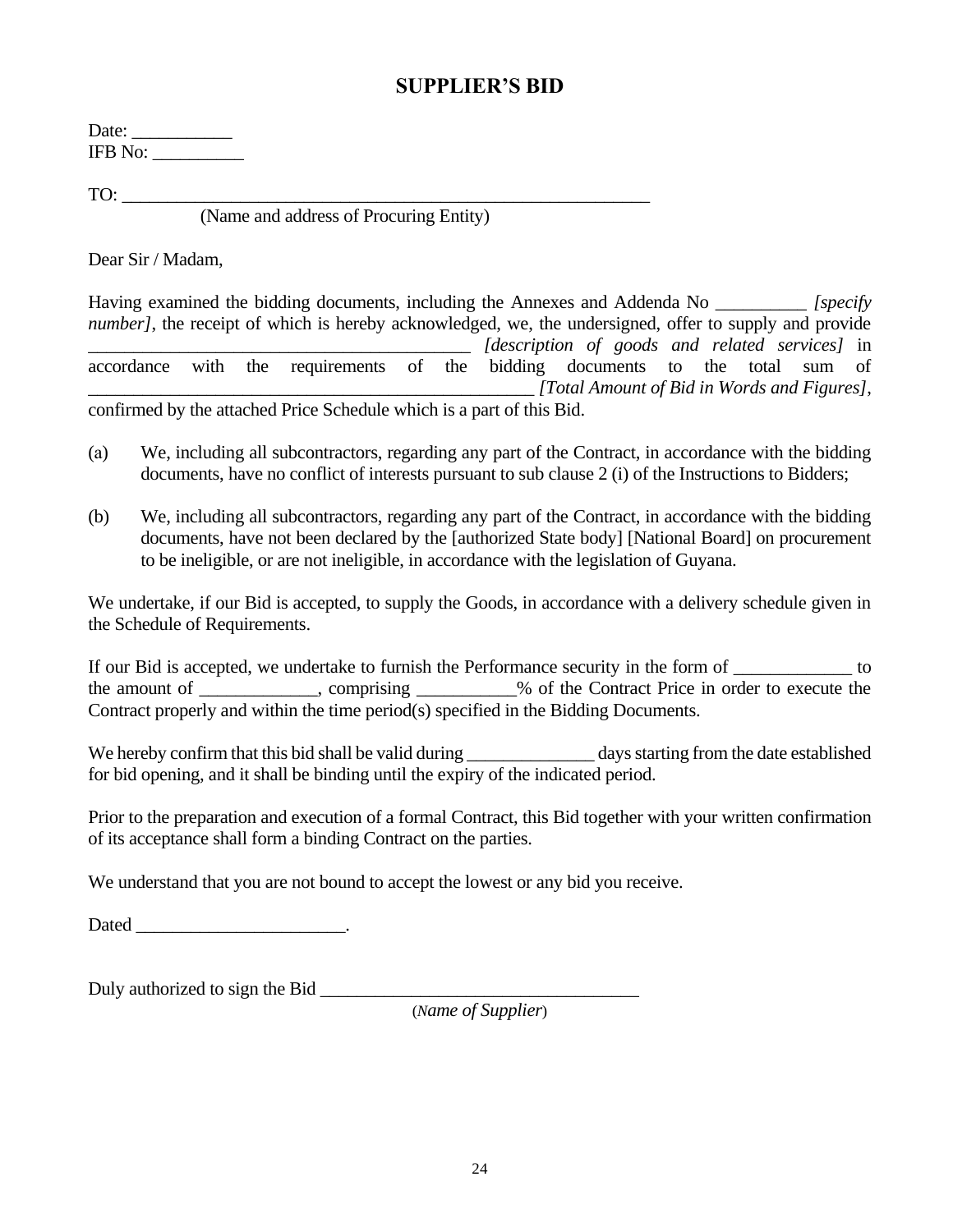# SUPPLIER'S BID

Date: ___________
IFB No: __________

TO: ____________________________________________________________
(Name and address of Procuring Entity)

Dear Sir / Madam,

Having examined the bidding documents, including the Annexes and Addenda No __________ *[specify number]*, the receipt of which is hereby acknowledged, we, the undersigned, offer to supply and provide __________________________________________ *[description of goods and related services]* in accordance with the requirements of the bidding documents to the total sum of _________________________________________________ *[Total Amount of Bid in Words and Figures]*, confirmed by the attached Price Schedule which is a part of this Bid.

(a) We, including all subcontractors, regarding any part of the Contract, in accordance with the bidding documents, have no conflict of interests pursuant to sub clause 2 (i) of the Instructions to Bidders;

(b) We, including all subcontractors, regarding any part of the Contract, in accordance with the bidding documents, have not been declared by the [authorized State body] [National Board] on procurement to be ineligible, or are not ineligible, in accordance with the legislation of Guyana.

We undertake, if our Bid is accepted, to supply the Goods, in accordance with a delivery schedule given in the Schedule of Requirements.

If our Bid is accepted, we undertake to furnish the Performance security in the form of _____________ to the amount of _____________, comprising ___________% of the Contract Price in order to execute the Contract properly and within the time period(s) specified in the Bidding Documents.

We hereby confirm that this bid shall be valid during ______________ days starting from the date established for bid opening, and it shall be binding until the expiry of the indicated period.

Prior to the preparation and execution of a formal Contract, this Bid together with your written confirmation of its acceptance shall form a binding Contract on the parties.

We understand that you are not bound to accept the lowest or any bid you receive.

Dated _______________________.

Duly authorized to sign the Bid ___________________________________
(*Name of Supplier*)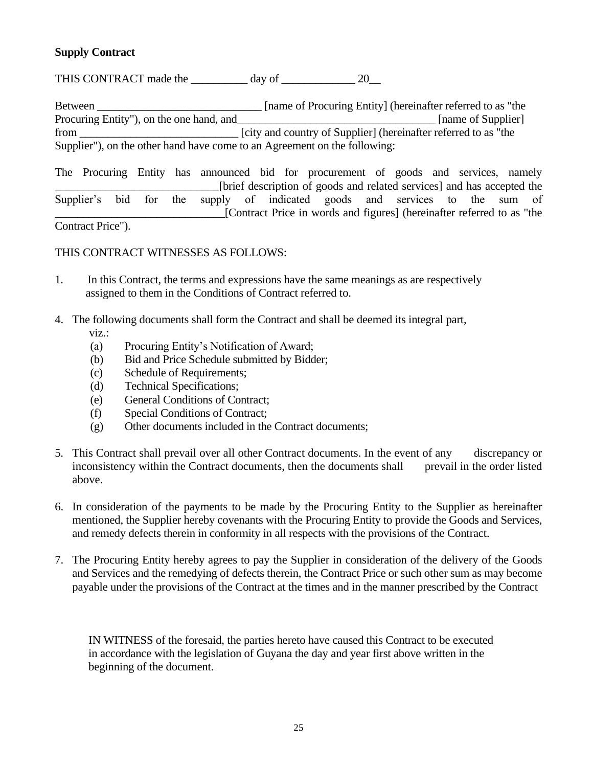**Supply Contract**

THIS CONTRACT made the __________ day of _____________ 20__

Between _____________________________ [name of Procuring Entity] (hereinafter referred to as "the Procuring Entity"), on the one hand, and___________________________________ [name of Supplier] from ____________________________ [city and country of Supplier] (hereinafter referred to as "the Supplier"), on the other hand have come to an Agreement on the following:

The Procuring Entity has announced bid for procurement of goods and services, namely ____________________________[brief description of goods and related services] and has accepted the Supplier's bid for the supply of indicated goods and services to the sum of _____________________________[Contract Price in words and figures] (hereinafter referred to as "the Contract Price").

THIS CONTRACT WITNESSES AS FOLLOWS:

1. In this Contract, the terms and expressions have the same meanings as are respectively assigned to them in the Conditions of Contract referred to.

4. The following documents shall form the Contract and shall be deemed its integral part, viz.:
   (a) Procuring Entity's Notification of Award;
   (b) Bid and Price Schedule submitted by Bidder;
   (c) Schedule of Requirements;
   (d) Technical Specifications;
   (e) General Conditions of Contract;
   (f) Special Conditions of Contract;
   (g) Other documents included in the Contract documents;

5. This Contract shall prevail over all other Contract documents. In the event of any discrepancy or inconsistency within the Contract documents, then the documents shall prevail in the order listed above.

6. In consideration of the payments to be made by the Procuring Entity to the Supplier as hereinafter mentioned, the Supplier hereby covenants with the Procuring Entity to provide the Goods and Services, and remedy defects therein in conformity in all respects with the provisions of the Contract.

7. The Procuring Entity hereby agrees to pay the Supplier in consideration of the delivery of the Goods and Services and the remedying of defects therein, the Contract Price or such other sum as may become payable under the provisions of the Contract at the times and in the manner prescribed by the Contract

IN WITNESS of the foresaid, the parties hereto have caused this Contract to be executed in accordance with the legislation of Guyana the day and year first above written in the beginning of the document.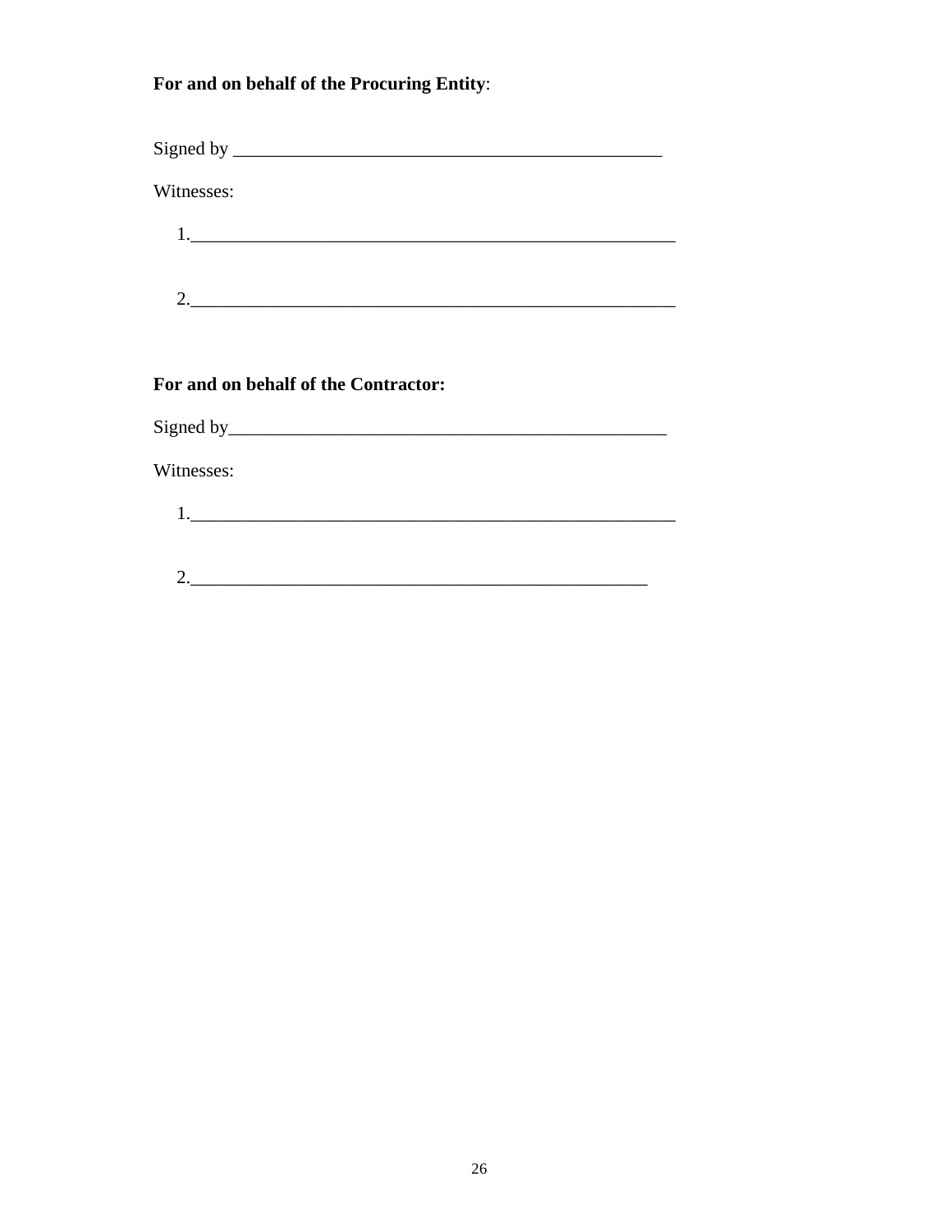**For and on behalf of the Procuring Entity**:

Signed by ______________________________________________

Witnesses:

1.____________________________________________________

2.____________________________________________________

**For and on behalf of the Contractor:**

Signed by_______________________________________________

Witnesses:

1.____________________________________________________

2.________________________________________________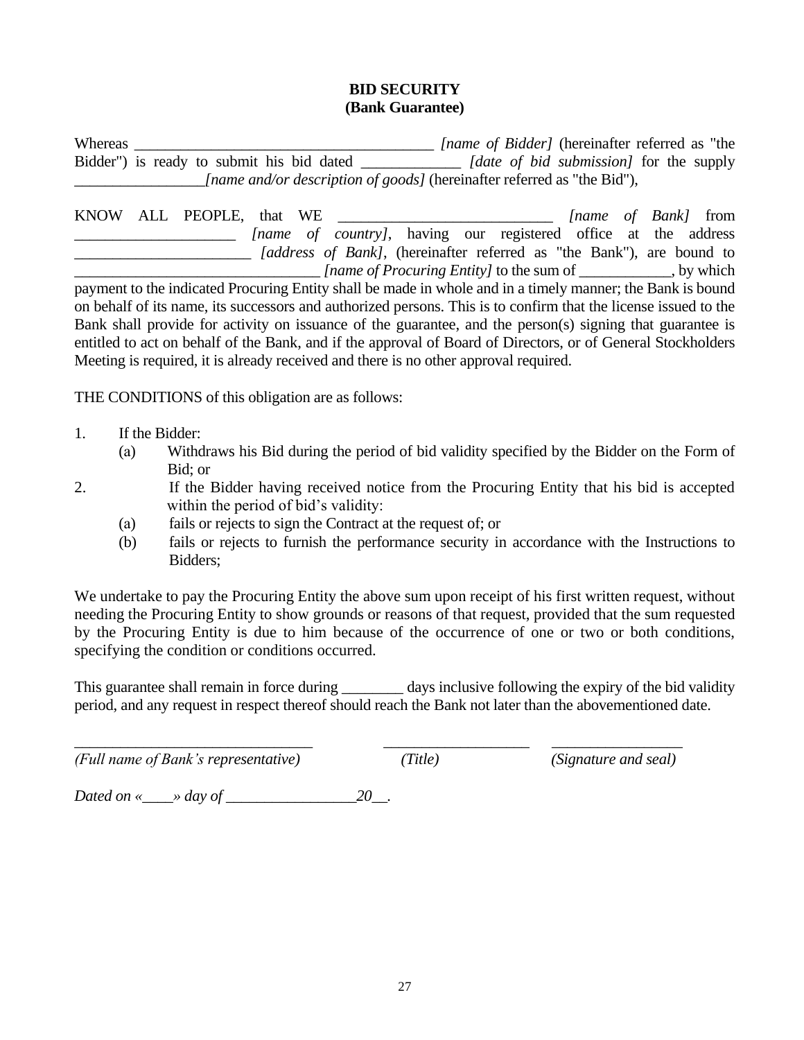**BID SECURITY**
**(Bank Guarantee)**

Whereas ________________________________________ *[name of Bidder]* (hereinafter referred as "the Bidder") is ready to submit his bid dated _____________ *[date of bid submission]* for the supply _________________*[name and/or description of goods]* (hereinafter referred as "the Bid"),

KNOW ALL PEOPLE, that WE ___________________________ *[name of Bank]* from ____________________ *[name of country]*, having our registered office at the address ______________________ *[address of Bank]*, (hereinafter referred as "the Bank"), are bound to _______________________________ *[name of Procuring Entity]* to the sum of ____________, by which payment to the indicated Procuring Entity shall be made in whole and in a timely manner; the Bank is bound on behalf of its name, its successors and authorized persons. This is to confirm that the license issued to the Bank shall provide for activity on issuance of the guarantee, and the person(s) signing that guarantee is entitled to act on behalf of the Bank, and if the approval of Board of Directors, or of General Stockholders Meeting is required, it is already received and there is no other approval required.

THE CONDITIONS of this obligation are as follows:

1. If the Bidder:
   - (a) Withdraws his Bid during the period of bid validity specified by the Bidder on the Form of Bid; or
2. If the Bidder having received notice from the Procuring Entity that his bid is accepted within the period of bid's validity:
   - (a) fails or rejects to sign the Contract at the request of; or
   - (b) fails or rejects to furnish the performance security in accordance with the Instructions to Bidders;

We undertake to pay the Procuring Entity the above sum upon receipt of his first written request, without needing the Procuring Entity to show grounds or reasons of that request, provided that the sum requested by the Procuring Entity is due to him because of the occurrence of one or two or both conditions, specifying the condition or conditions occurred.

This guarantee shall remain in force during ________ days inclusive following the expiry of the bid validity period, and any request in respect thereof should reach the Bank not later than the abovementioned date.

| _______________________________ | ___________________ | _________________ |
|---|---|---|
| *(Full name of Bank's representative)* | *(Title)* | *(Signature and seal)* |

*Dated on «____» day of _________________20__.*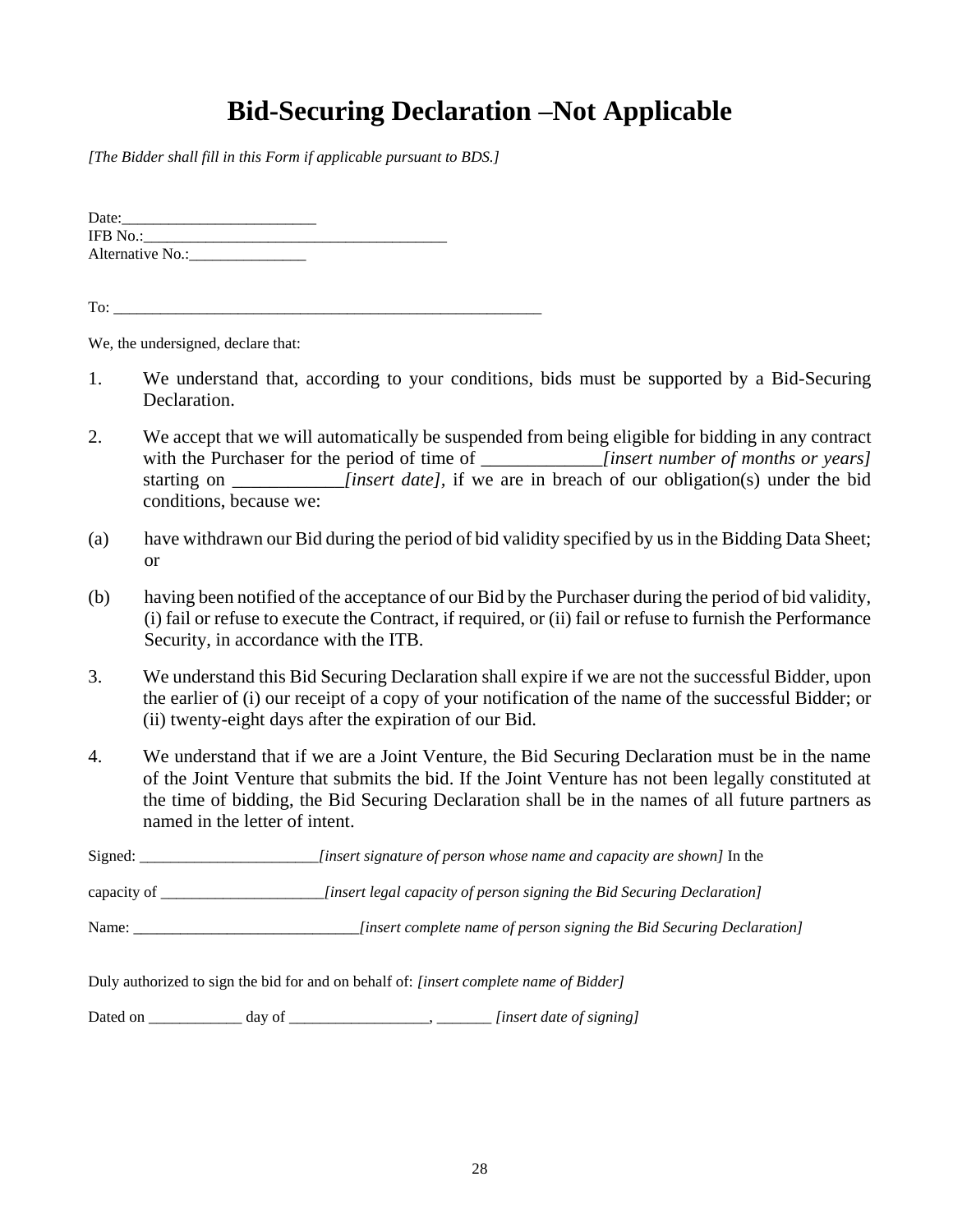# Bid-Securing Declaration –Not Applicable

*[The Bidder shall fill in this Form if applicable pursuant to BDS.]*

Date:_________________________
IFB No.:_______________________________________
Alternative No.:_______________

To: _______________________________________________________

We, the undersigned, declare that:

1. We understand that, according to your conditions, bids must be supported by a Bid-Securing Declaration.

2. We accept that we will automatically be suspended from being eligible for bidding in any contract with the Purchaser for the period of time of _____________*[insert number of months or years]* starting on ____________*[insert date]*, if we are in breach of our obligation(s) under the bid conditions, because we:

(a) have withdrawn our Bid during the period of bid validity specified by us in the Bidding Data Sheet; or

(b) having been notified of the acceptance of our Bid by the Purchaser during the period of bid validity, (i) fail or refuse to execute the Contract, if required, or (ii) fail or refuse to furnish the Performance Security, in accordance with the ITB.

3. We understand this Bid Securing Declaration shall expire if we are not the successful Bidder, upon the earlier of (i) our receipt of a copy of your notification of the name of the successful Bidder; or (ii) twenty-eight days after the expiration of our Bid.

4. We understand that if we are a Joint Venture, the Bid Securing Declaration must be in the name of the Joint Venture that submits the bid. If the Joint Venture has not been legally constituted at the time of bidding, the Bid Securing Declaration shall be in the names of all future partners as named in the letter of intent.

Signed: _______________________*[insert signature of person whose name and capacity are shown]* In the capacity of _____________________*[insert legal capacity of person signing the Bid Securing Declaration]*

Name: _____________________________*[insert complete name of person signing the Bid Securing Declaration]*

Duly authorized to sign the bid for and on behalf of: *[insert complete name of Bidder]*

Dated on ____________ day of __________________, _______ *[insert date of signing]*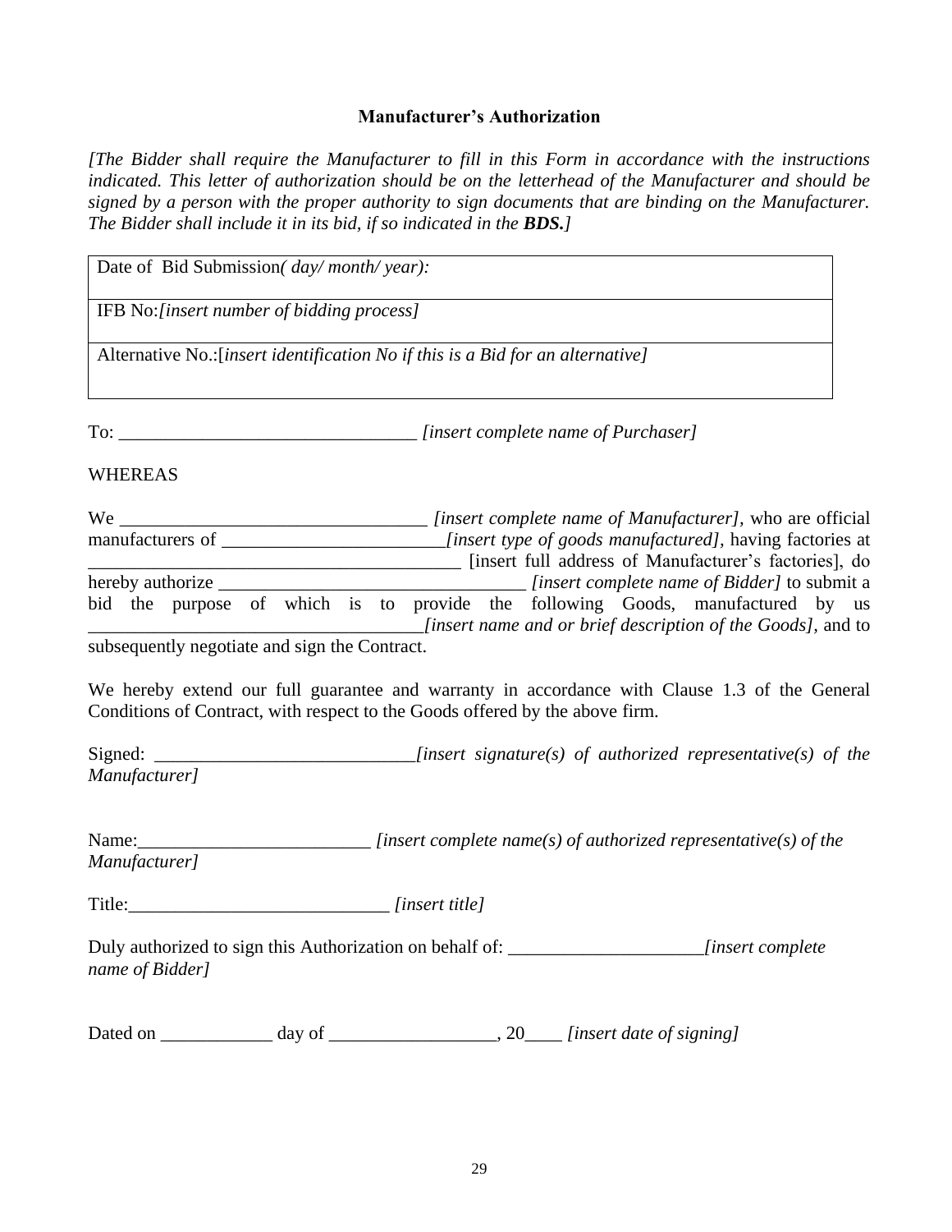### Manufacturer's Authorization

*[The Bidder shall require the Manufacturer to fill in this Form in accordance with the instructions indicated. This letter of authorization should be on the letterhead of the Manufacturer and should be signed by a person with the proper authority to sign documents that are binding on the Manufacturer. The Bidder shall include it in its bid, if so indicated in the* ***BDS.****]*

| Date of Bid Submission*( day/ month/ year):* |
|---|
| IFB No:*[insert number of bidding process]* |
| Alternative No.:[*insert identification No if this is a Bid for an alternative]* |

To: ________________________________ *[insert complete name of Purchaser]*

WHEREAS

We _________________________________ *[insert complete name of Manufacturer]*, who are official manufacturers of ________________________*[insert type of goods manufactured]*, having factories at _________________________________________ [insert full address of Manufacturer's factories], do hereby authorize _________________________________ *[insert complete name of Bidder]* to submit a bid the purpose of which is to provide the following Goods, manufactured by us ____________________________________*[insert name and or brief description of the Goods]*, and to subsequently negotiate and sign the Contract.

We hereby extend our full guarantee and warranty in accordance with Clause 1.3 of the General Conditions of Contract, with respect to the Goods offered by the above firm.

Signed: ____________________________*[insert signature(s) of authorized representative(s) of the Manufacturer]*

Name:_________________________ *[insert complete name(s) of authorized representative(s) of the Manufacturer]*

Title:____________________________ *[insert title]*

Duly authorized to sign this Authorization on behalf of: ____________________*[insert complete name of Bidder]*

Dated on ____________ day of __________________, 20____ *[insert date of signing]*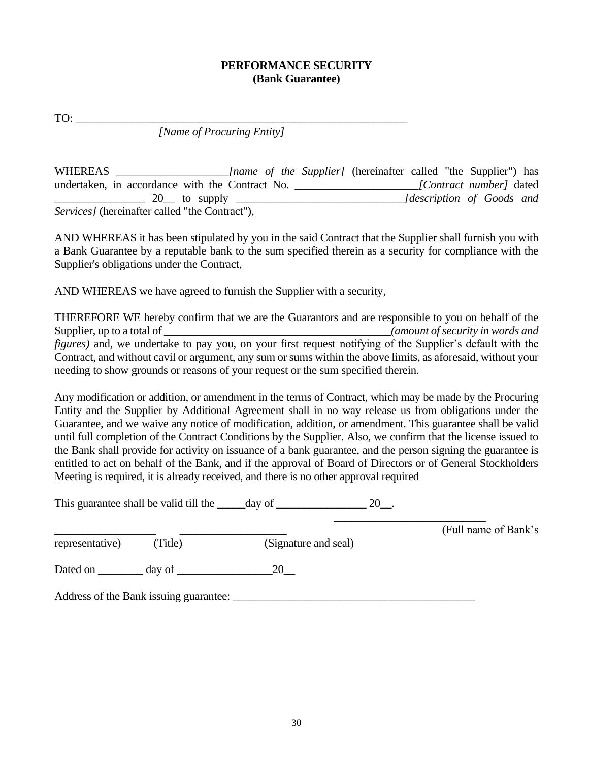**PERFORMANCE SECURITY**
**(Bank Guarantee)**

TO: ___________________________________________________________
*[Name of Procuring Entity]*

WHEREAS ____________________*[name of the Supplier]* (hereinafter called "the Supplier") has undertaken, in accordance with the Contract No. ______________________*[Contract number]* dated ________________ 20__ to supply ______________________________*[description of Goods and Services]* (hereinafter called "the Contract"),

AND WHEREAS it has been stipulated by you in the said Contract that the Supplier shall furnish you with a Bank Guarantee by a reputable bank to the sum specified therein as a security for compliance with the Supplier's obligations under the Contract,

AND WHEREAS we have agreed to furnish the Supplier with a security,

THEREFORE WE hereby confirm that we are the Guarantors and are responsible to you on behalf of the Supplier, up to a total of __________________________________________*(amount of security in words and figures)* and, we undertake to pay you, on your first request notifying of the Supplier's default with the Contract, and without cavil or argument, any sum or sums within the above limits, as aforesaid, without your needing to show grounds or reasons of your request or the sum specified therein.

Any modification or addition, or amendment in the terms of Contract, which may be made by the Procuring Entity and the Supplier by Additional Agreement shall in no way release us from obligations under the Guarantee, and we waive any notice of modification, addition, or amendment. This guarantee shall be valid until full completion of the Contract Conditions by the Supplier. Also, we confirm that the license issued to the Bank shall provide for activity on issuance of a bank guarantee, and the person signing the guarantee is entitled to act on behalf of the Bank, and if the approval of Board of Directors or of General Stockholders Meeting is required, it is already received, and there is no other approval required

This guarantee shall be valid till the _____day of ________________ 20__.

___________________________ (Full name of Bank's representative)   __________________ (Title)   __________________ (Signature and seal)

Dated on ________ day of _________________20__

Address of the Bank issuing guarantee: ___________________________________________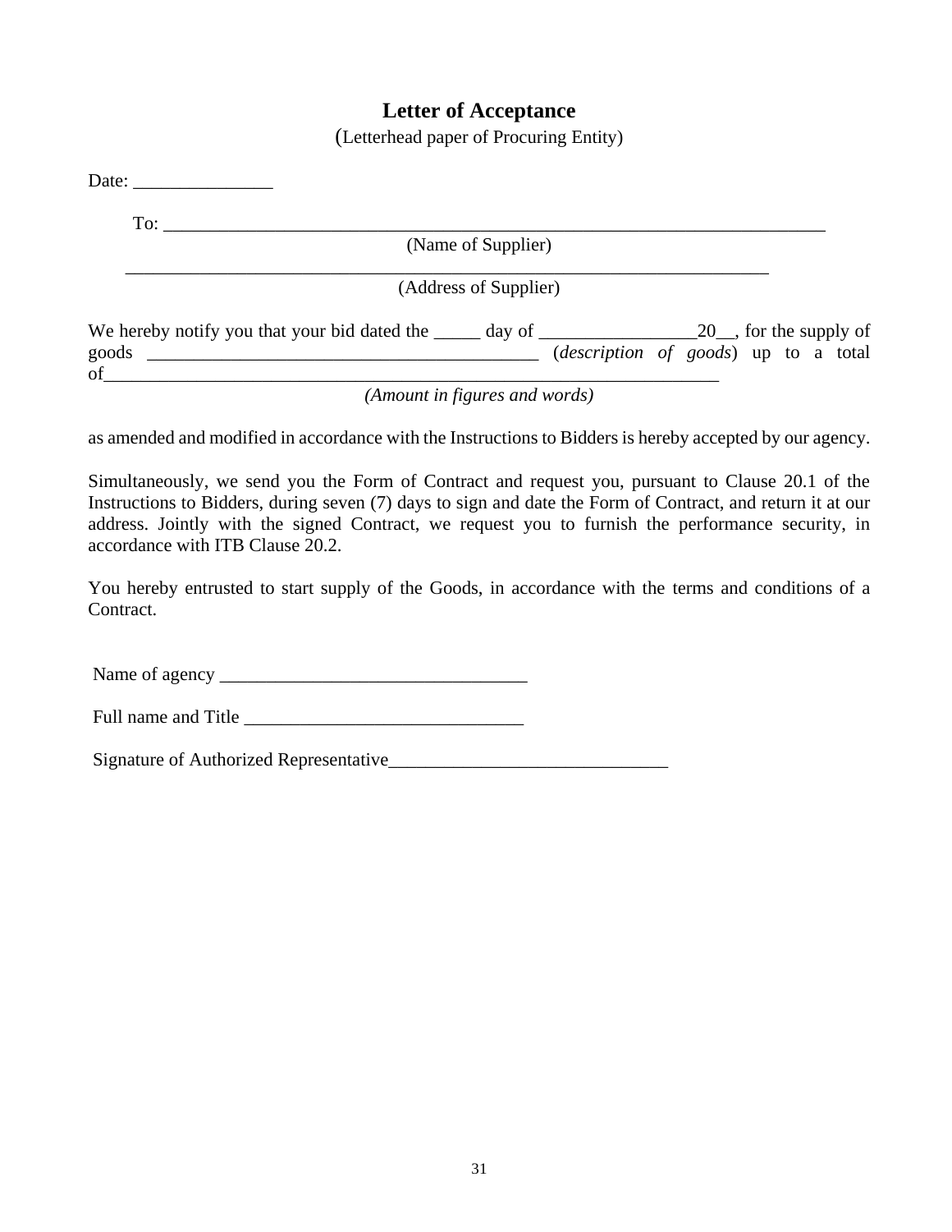# Letter of Acceptance

(Letterhead paper of Procuring Entity)

Date: _______________

To: ___________________________________________________________________________
(Name of Supplier)

_________________________________________________________________________
(Address of Supplier)

We hereby notify you that your bid dated the _____ day of _________________20__, for the supply of goods __________________________________________ (*description of goods*) up to a total of_____________________________________________________________________
*(Amount in figures and words)*

as amended and modified in accordance with the Instructions to Bidders is hereby accepted by our agency.

Simultaneously, we send you the Form of Contract and request you, pursuant to Clause 20.1 of the Instructions to Bidders, during seven (7) days to sign and date the Form of Contract, and return it at our address. Jointly with the signed Contract, we request you to furnish the performance security, in accordance with ITB Clause 20.2.

You hereby entrusted to start supply of the Goods, in accordance with the terms and conditions of a Contract.

Name of agency _________________________________

Full name and Title ______________________________

Signature of Authorized Representative______________________________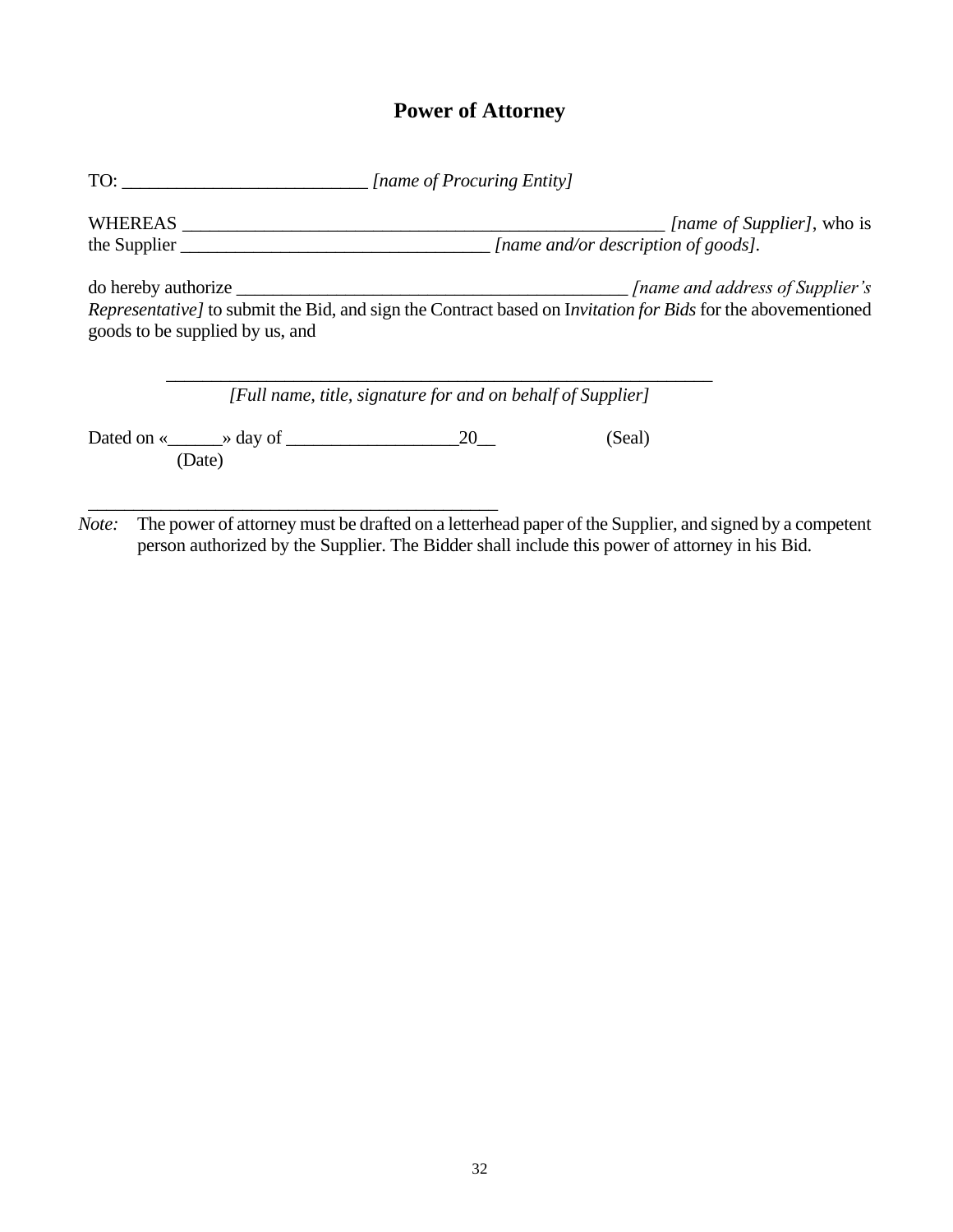# Power of Attorney

TO: __________________________ *[name of Procuring Entity]*

WHEREAS ____________________________________________________ *[name of Supplier]*, who is the Supplier _________________________________ *[name and/or description of goods]*.

do hereby authorize __________________________________________ *[name and address of Supplier's Representative]* to submit the Bid, and sign the Contract based on I*nvitation for Bids* for the abovementioned goods to be supplied by us, and

___________________________________________________________

*[Full name, title, signature for and on behalf of Supplier]*

Dated on «______» day of __________________20__ (Seal)
(Date)

_____________________________________________

*Note:* The power of attorney must be drafted on a letterhead paper of the Supplier, and signed by a competent person authorized by the Supplier. The Bidder shall include this power of attorney in his Bid.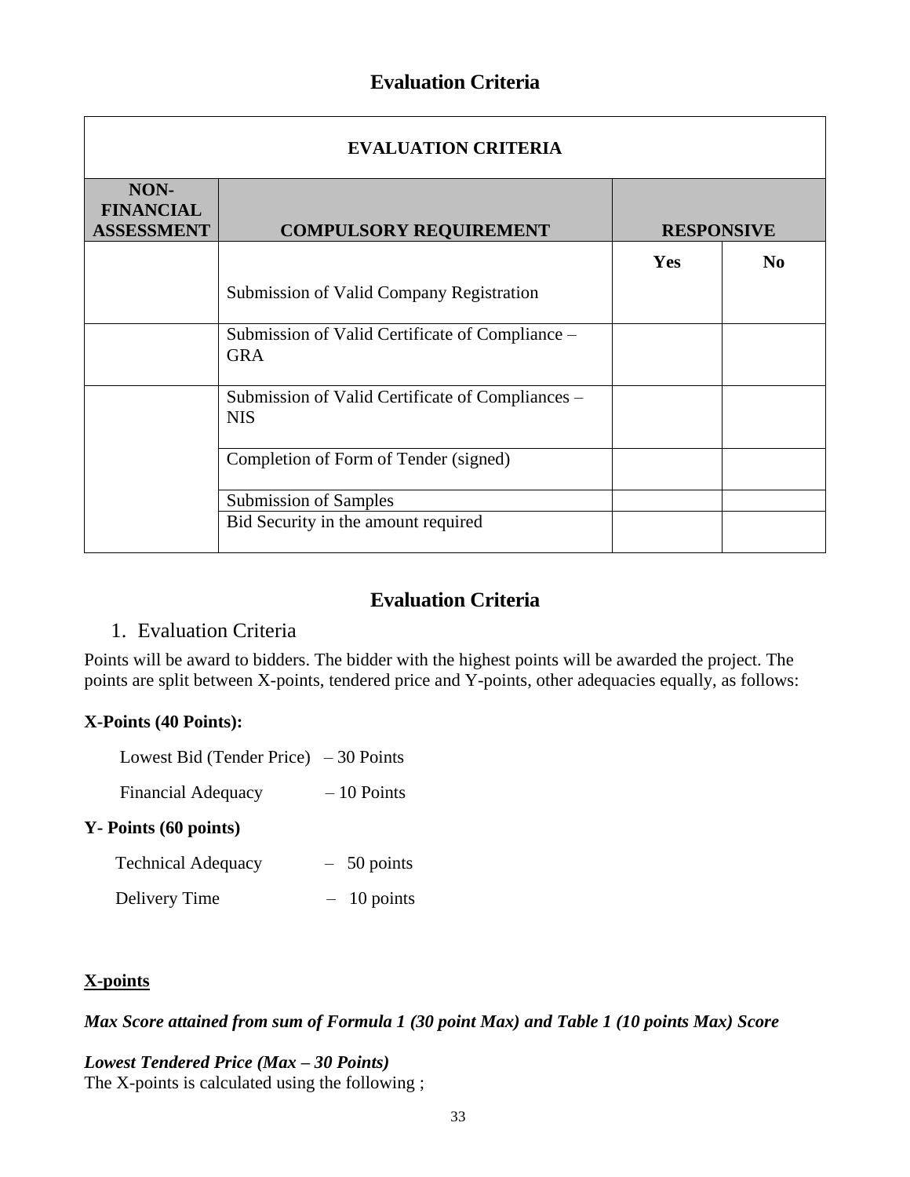## Evaluation Criteria

| EVALUATION CRITERIA | | | |
|---|---|---|---|
| **NON-FINANCIAL ASSESSMENT** | **COMPULSORY REQUIREMENT** | **RESPONSIVE** | |
| | | **Yes** | **No** |
| | Submission of Valid Company Registration | | |
| | Submission of Valid Certificate of Compliance – GRA | | |
| | Submission of Valid Certificate of Compliances – NIS | | |
| | Completion of Form of Tender (signed) | | |
| | Submission of Samples | | |
| | Bid Security in the amount required | | |

## Evaluation Criteria

1. Evaluation Criteria

Points will be award to bidders. The bidder with the highest points will be awarded the project. The points are split between X-points, tendered price and Y-points, other adequacies equally, as follows:

**X-Points (40 Points):**

Lowest Bid (Tender Price) – 30 Points

Financial Adequacy – 10 Points

**Y- Points (60 points)**

Technical Adequacy – 50 points

Delivery Time – 10 points

**X-points**

***Max Score attained from sum of Formula 1 (30 point Max) and Table 1 (10 points Max) Score***

***Lowest Tendered Price (Max – 30 Points)***

The X-points is calculated using the following ;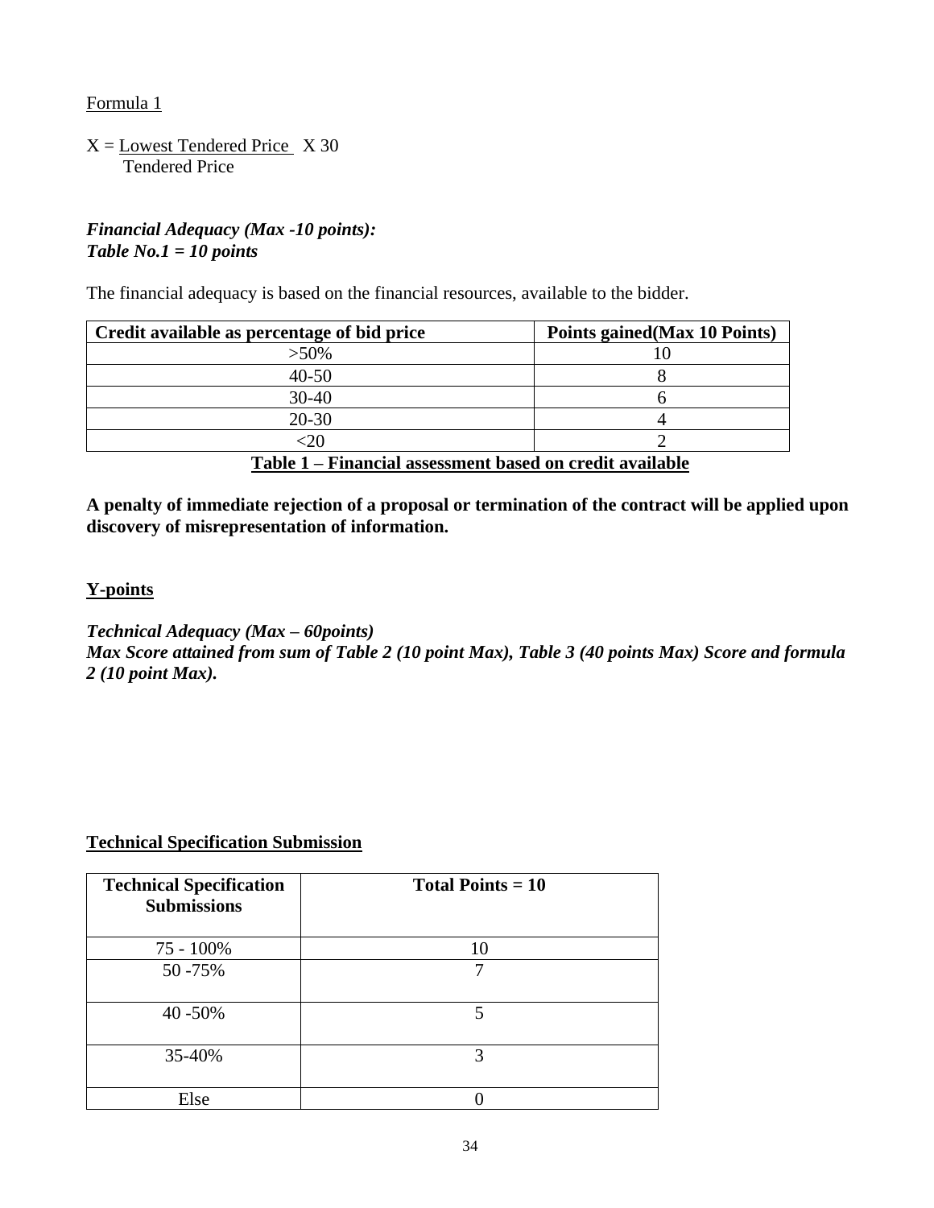<u>Formula 1</u>

$$X = \frac{\text{Lowest Tendered Price}}{\text{Tendered Price}} \times 30$$

***Financial Adequacy (Max -10 points):***
***Table No.1 = 10 points***

The financial adequacy is based on the financial resources, available to the bidder.

| Credit available as percentage of bid price | Points gained(Max 10 Points) |
|---|---|
| >50% | 10 |
| 40-50 | 8 |
| 30-40 | 6 |
| 20-30 | 4 |
| <20 | 2 |

**Table 1 – Financial assessment based on credit available**

**A penalty of immediate rejection of a proposal or termination of the contract will be applied upon discovery of misrepresentation of information.**

**Y-points**

***Technical Adequacy (Max – 60points)***
***Max Score attained from sum of Table 2 (10 point Max), Table 3 (40 points Max) Score and formula 2 (10 point Max).***

**Technical Specification Submission**

| Technical Specification Submissions | Total Points = 10 |
|---|---|
| 75 - 100% | 10 |
| 50 -75% | 7 |
| 40 -50% | 5 |
| 35-40% | 3 |
| Else | 0 |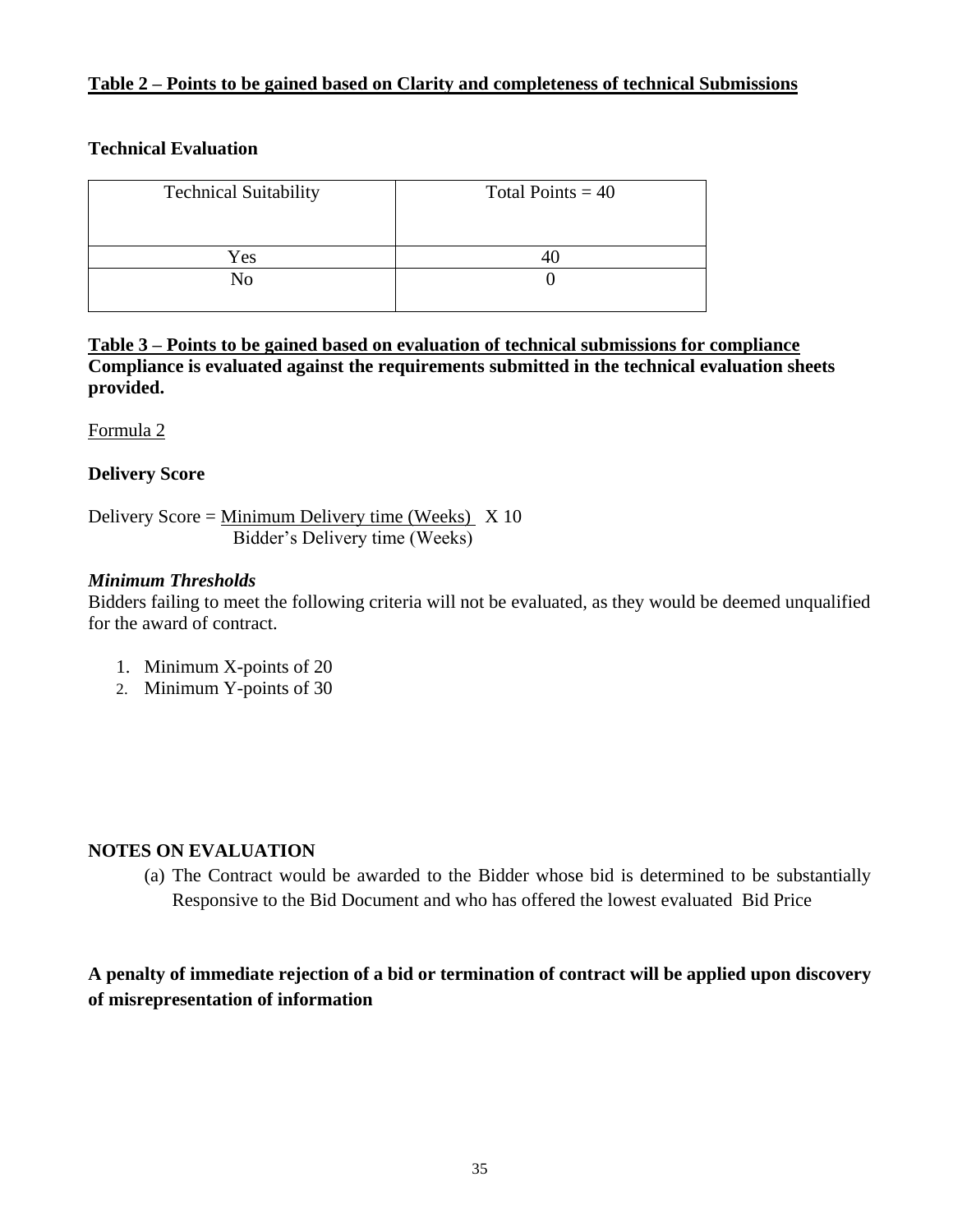**Table 2 – Points to be gained based on Clarity and completeness of technical Submissions**

**Technical Evaluation**

| Technical Suitability | Total Points = 40 |
| --- | --- |
| Yes | 40 |
| No | 0 |

**Table 3 – Points to be gained based on evaluation of technical submissions for compliance**
**Compliance is evaluated against the requirements submitted in the technical evaluation sheets provided.**

Formula 2

**Delivery Score**

$$\text{Delivery Score} = \frac{\text{Minimum Delivery time (Weeks)}}{\text{Bidder's Delivery time (Weeks)}} \times 10$$

***Minimum Thresholds***

Bidders failing to meet the following criteria will not be evaluated, as they would be deemed unqualified for the award of contract.

1. Minimum X-points of 20
2. Minimum Y-points of 30

**NOTES ON EVALUATION**

(a) The Contract would be awarded to the Bidder whose bid is determined to be substantially Responsive to the Bid Document and who has offered the lowest evaluated Bid Price

**A penalty of immediate rejection of a bid or termination of contract will be applied upon discovery of misrepresentation of information**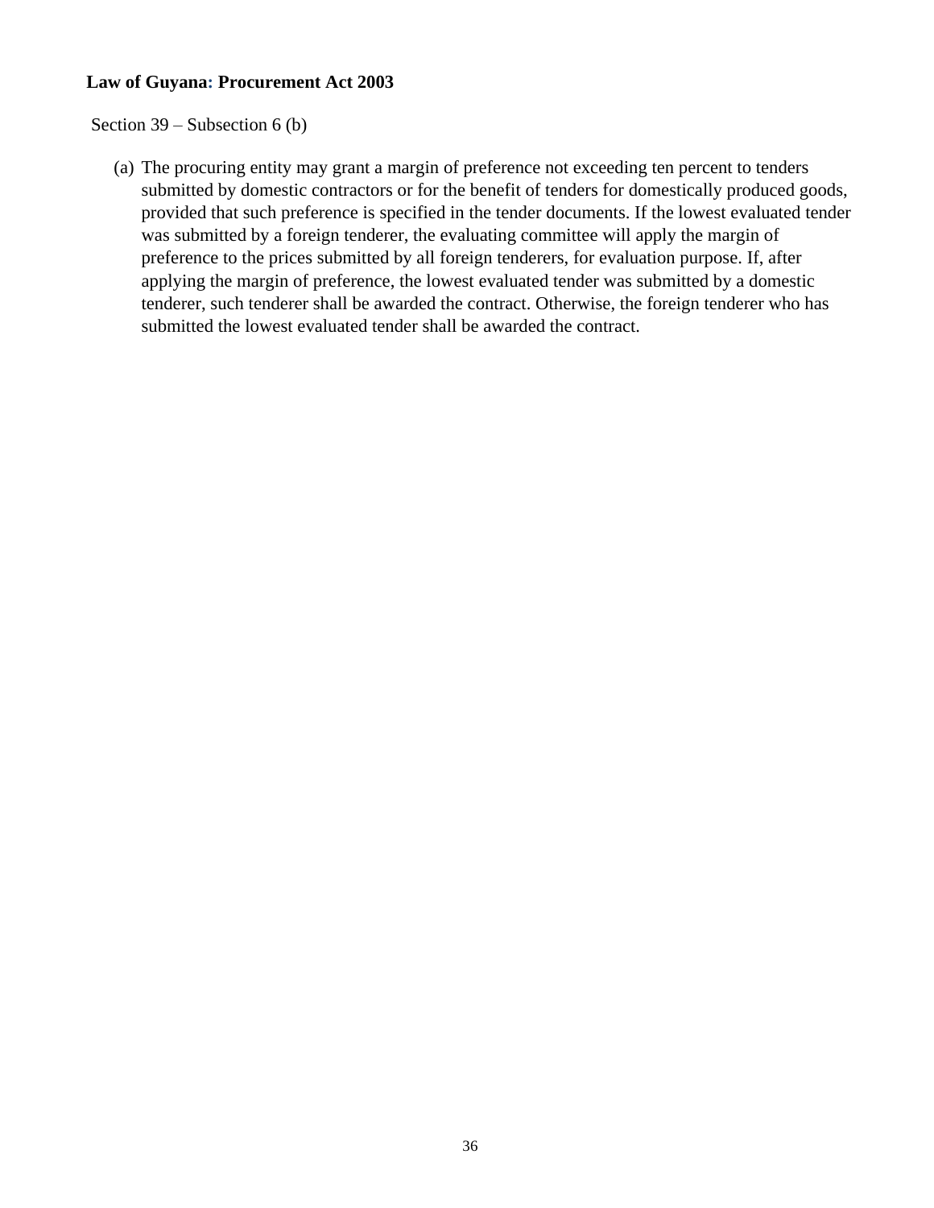**Law of Guyana: Procurement Act 2003**

Section 39 – Subsection 6 (b)

(a) The procuring entity may grant a margin of preference not exceeding ten percent to tenders submitted by domestic contractors or for the benefit of tenders for domestically produced goods, provided that such preference is specified in the tender documents. If the lowest evaluated tender was submitted by a foreign tenderer, the evaluating committee will apply the margin of preference to the prices submitted by all foreign tenderers, for evaluation purpose. If, after applying the margin of preference, the lowest evaluated tender was submitted by a domestic tenderer, such tenderer shall be awarded the contract. Otherwise, the foreign tenderer who has submitted the lowest evaluated tender shall be awarded the contract.